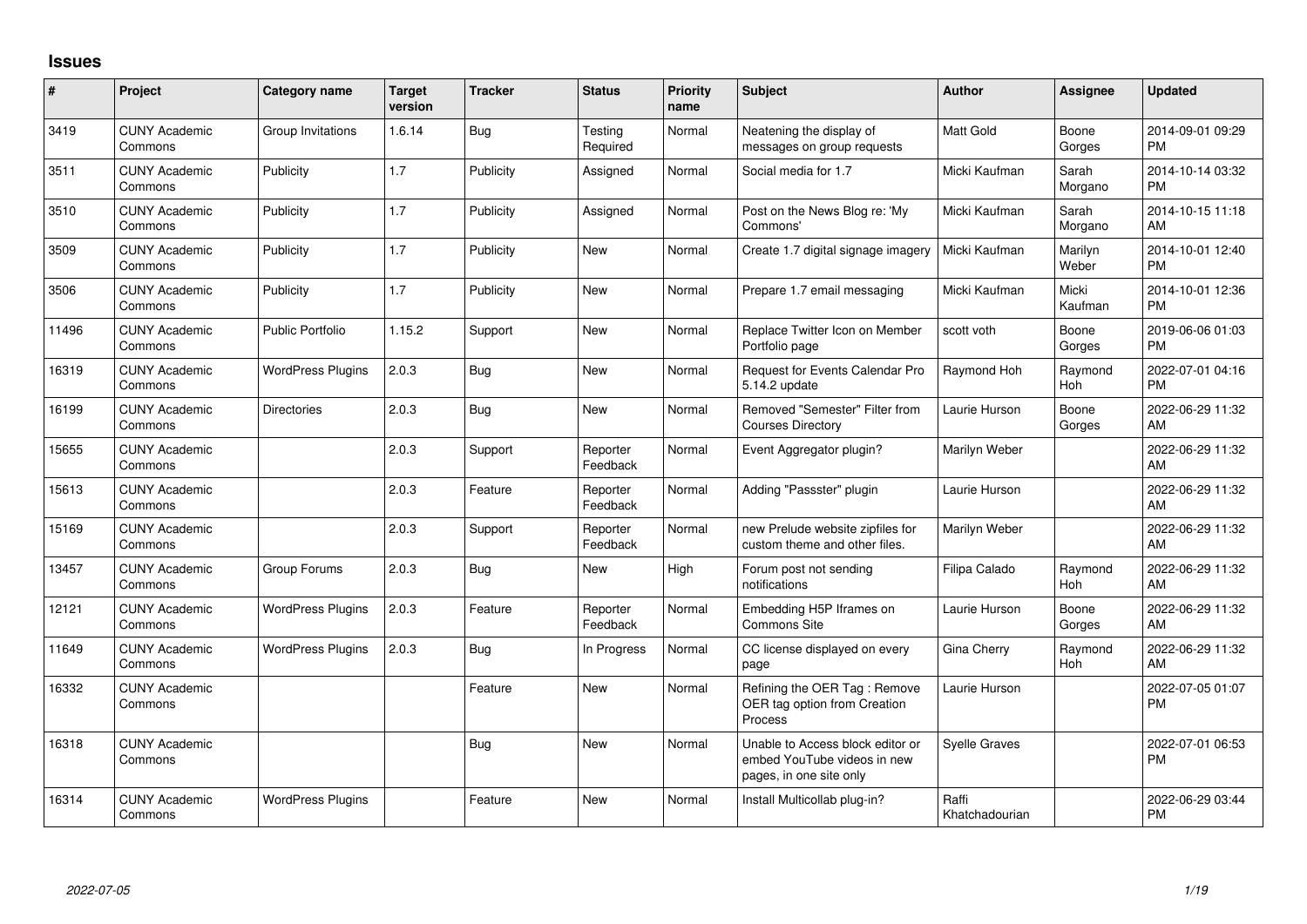## Issues

| # | Project | Category name | Target version | Tracker | Status | Priority name | Subject | Author | Assignee | Updated |
|---|---|---|---|---|---|---|---|---|---|---|
| 3419 | CUNY Academic Commons | Group Invitations | 1.6.14 | Bug | Testing Required | Normal | Neatening the display of messages on group requests | Matt Gold | Boone Gorges | 2014-09-01 09:29 PM |
| 3511 | CUNY Academic Commons | Publicity | 1.7 | Publicity | Assigned | Normal | Social media for 1.7 | Micki Kaufman | Sarah Morgano | 2014-10-14 03:32 PM |
| 3510 | CUNY Academic Commons | Publicity | 1.7 | Publicity | Assigned | Normal | Post on the News Blog re: 'My Commons' | Micki Kaufman | Sarah Morgano | 2014-10-15 11:18 AM |
| 3509 | CUNY Academic Commons | Publicity | 1.7 | Publicity | New | Normal | Create 1.7 digital signage imagery | Micki Kaufman | Marilyn Weber | 2014-10-01 12:40 PM |
| 3506 | CUNY Academic Commons | Publicity | 1.7 | Publicity | New | Normal | Prepare 1.7 email messaging | Micki Kaufman | Micki Kaufman | 2014-10-01 12:36 PM |
| 11496 | CUNY Academic Commons | Public Portfolio | 1.15.2 | Support | New | Normal | Replace Twitter Icon on Member Portfolio page | scott voth | Boone Gorges | 2019-06-06 01:03 PM |
| 16319 | CUNY Academic Commons | WordPress Plugins | 2.0.3 | Bug | New | Normal | Request for Events Calendar Pro 5.14.2 update | Raymond Hoh | Raymond Hoh | 2022-07-01 04:16 PM |
| 16199 | CUNY Academic Commons | Directories | 2.0.3 | Bug | New | Normal | Removed "Semester" Filter from Courses Directory | Laurie Hurson | Boone Gorges | 2022-06-29 11:32 AM |
| 15655 | CUNY Academic Commons | | 2.0.3 | Support | Reporter Feedback | Normal | Event Aggregator plugin? | Marilyn Weber | | 2022-06-29 11:32 AM |
| 15613 | CUNY Academic Commons | | 2.0.3 | Feature | Reporter Feedback | Normal | Adding "Passster" plugin | Laurie Hurson | | 2022-06-29 11:32 AM |
| 15169 | CUNY Academic Commons | | 2.0.3 | Support | Reporter Feedback | Normal | new Prelude website zipfiles for custom theme and other files. | Marilyn Weber | | 2022-06-29 11:32 AM |
| 13457 | CUNY Academic Commons | Group Forums | 2.0.3 | Bug | New | High | Forum post not sending notifications | Filipa Calado | Raymond Hoh | 2022-06-29 11:32 AM |
| 12121 | CUNY Academic Commons | WordPress Plugins | 2.0.3 | Feature | Reporter Feedback | Normal | Embedding H5P Iframes on Commons Site | Laurie Hurson | Boone Gorges | 2022-06-29 11:32 AM |
| 11649 | CUNY Academic Commons | WordPress Plugins | 2.0.3 | Bug | In Progress | Normal | CC license displayed on every page | Gina Cherry | Raymond Hoh | 2022-06-29 11:32 AM |
| 16332 | CUNY Academic Commons | | | Feature | New | Normal | Refining the OER Tag : Remove OER tag option from Creation Process | Laurie Hurson | | 2022-07-05 01:07 PM |
| 16318 | CUNY Academic Commons | | | Bug | New | Normal | Unable to Access block editor or embed YouTube videos in new pages, in one site only | Syelle Graves | | 2022-07-01 06:53 PM |
| 16314 | CUNY Academic Commons | WordPress Plugins | | Feature | New | Normal | Install Multicollab plug-in? | Raffi Khatchadourian | | 2022-06-29 03:44 PM |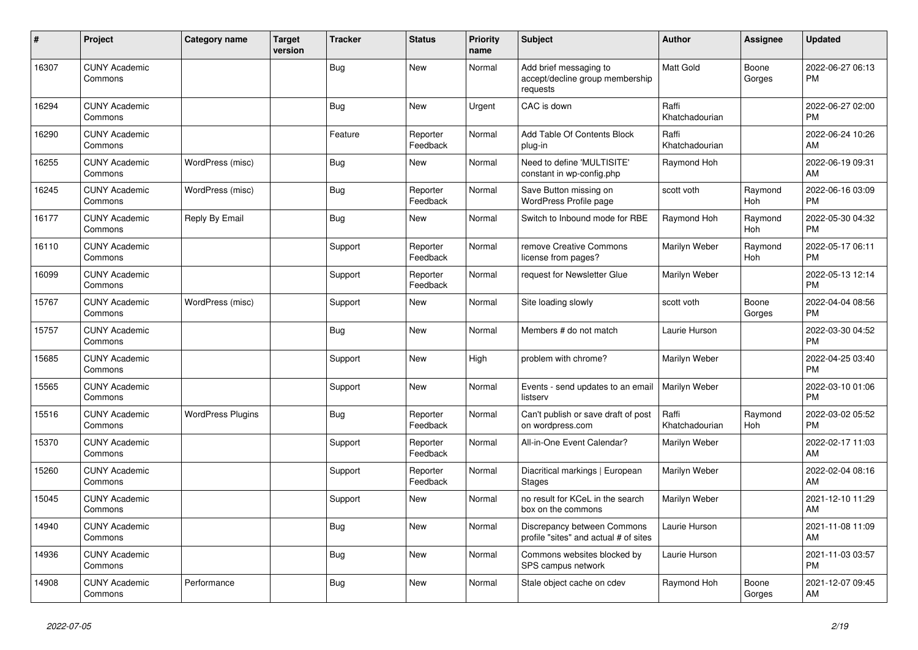| # | Project | Category name | Target version | Tracker | Status | Priority name | Subject | Author | Assignee | Updated |
|---|---|---|---|---|---|---|---|---|---|---|
| 16307 | CUNY Academic Commons | | | Bug | New | Normal | Add brief messaging to accept/decline group membership requests | Matt Gold | Boone Gorges | 2022-06-27 06:13 PM |
| 16294 | CUNY Academic Commons | | | Bug | New | Urgent | CAC is down | Raffi Khatchadourian | | 2022-06-27 02:00 PM |
| 16290 | CUNY Academic Commons | | | Feature | Reporter Feedback | Normal | Add Table Of Contents Block plug-in | Raffi Khatchadourian | | 2022-06-24 10:26 AM |
| 16255 | CUNY Academic Commons | WordPress (misc) | | Bug | New | Normal | Need to define 'MULTISITE' constant in wp-config.php | Raymond Hoh | | 2022-06-19 09:31 AM |
| 16245 | CUNY Academic Commons | WordPress (misc) | | Bug | Reporter Feedback | Normal | Save Button missing on WordPress Profile page | scott voth | Raymond Hoh | 2022-06-16 03:09 PM |
| 16177 | CUNY Academic Commons | Reply By Email | | Bug | New | Normal | Switch to Inbound mode for RBE | Raymond Hoh | Raymond Hoh | 2022-05-30 04:32 PM |
| 16110 | CUNY Academic Commons | | | Support | Reporter Feedback | Normal | remove Creative Commons license from pages? | Marilyn Weber | Raymond Hoh | 2022-05-17 06:11 PM |
| 16099 | CUNY Academic Commons | | | Support | Reporter Feedback | Normal | request for Newsletter Glue | Marilyn Weber | | 2022-05-13 12:14 PM |
| 15767 | CUNY Academic Commons | WordPress (misc) | | Support | New | Normal | Site loading slowly | scott voth | Boone Gorges | 2022-04-04 08:56 PM |
| 15757 | CUNY Academic Commons | | | Bug | New | Normal | Members # do not match | Laurie Hurson | | 2022-03-30 04:52 PM |
| 15685 | CUNY Academic Commons | | | Support | New | High | problem with chrome? | Marilyn Weber | | 2022-04-25 03:40 PM |
| 15565 | CUNY Academic Commons | | | Support | New | Normal | Events - send updates to an email listserv | Marilyn Weber | | 2022-03-10 01:06 PM |
| 15516 | CUNY Academic Commons | WordPress Plugins | | Bug | Reporter Feedback | Normal | Can't publish or save draft of post on wordpress.com | Raffi Khatchadourian | Raymond Hoh | 2022-03-02 05:52 PM |
| 15370 | CUNY Academic Commons | | | Support | Reporter Feedback | Normal | All-in-One Event Calendar? | Marilyn Weber | | 2022-02-17 11:03 AM |
| 15260 | CUNY Academic Commons | | | Support | Reporter Feedback | Normal | Diacritical markings \| European Stages | Marilyn Weber | | 2022-02-04 08:16 AM |
| 15045 | CUNY Academic Commons | | | Support | New | Normal | no result for KCeL in the search box on the commons | Marilyn Weber | | 2021-12-10 11:29 AM |
| 14940 | CUNY Academic Commons | | | Bug | New | Normal | Discrepancy between Commons profile "sites" and actual # of sites | Laurie Hurson | | 2021-11-08 11:09 AM |
| 14936 | CUNY Academic Commons | | | Bug | New | Normal | Commons websites blocked by SPS campus network | Laurie Hurson | | 2021-11-03 03:57 PM |
| 14908 | CUNY Academic Commons | Performance | | Bug | New | Normal | Stale object cache on cdev | Raymond Hoh | Boone Gorges | 2021-12-07 09:45 AM |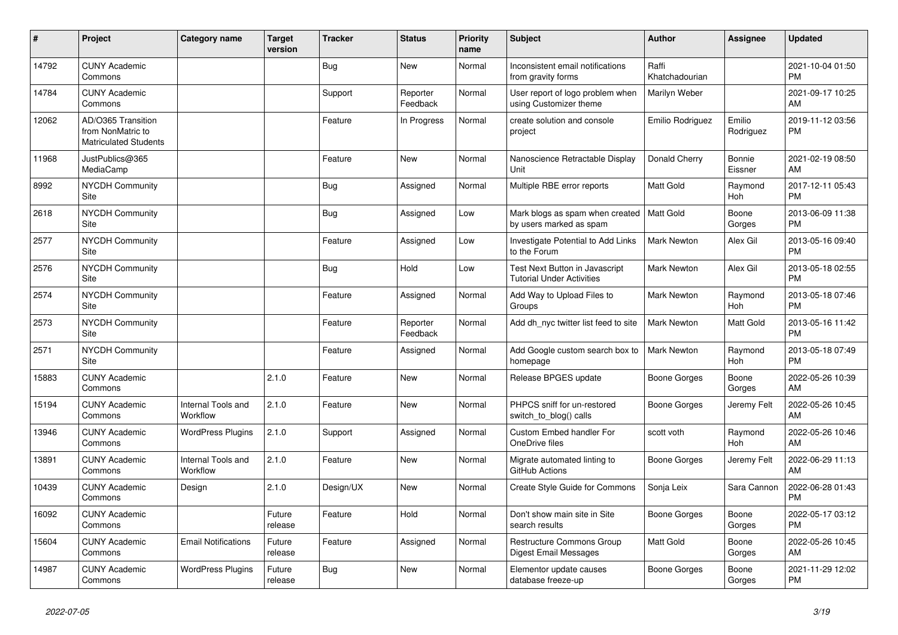| # | Project | Category name | Target version | Tracker | Status | Priority name | Subject | Author | Assignee | Updated |
|---|---|---|---|---|---|---|---|---|---|---|
| 14792 | CUNY Academic Commons | | | Bug | New | Normal | Inconsistent email notifications from gravity forms | Raffi Khatchadourian | | 2021-10-04 01:50 PM |
| 14784 | CUNY Academic Commons | | | Support | Reporter Feedback | Normal | User report of logo problem when using Customizer theme | Marilyn Weber | | 2021-09-17 10:25 AM |
| 12062 | AD/O365 Transition from NonMatric to Matriculated Students | | | Feature | In Progress | Normal | create solution and console project | Emilio Rodriguez | Emilio Rodriguez | 2019-11-12 03:56 PM |
| 11968 | JustPublics@365 MediaCamp | | | Feature | New | Normal | Nanoscience Retractable Display Unit | Donald Cherry | Bonnie Eissner | 2021-02-19 08:50 AM |
| 8992 | NYCDH Community Site | | | Bug | Assigned | Normal | Multiple RBE error reports | Matt Gold | Raymond Hoh | 2017-12-11 05:43 PM |
| 2618 | NYCDH Community Site | | | Bug | Assigned | Low | Mark blogs as spam when created by users marked as spam | Matt Gold | Boone Gorges | 2013-06-09 11:38 PM |
| 2577 | NYCDH Community Site | | | Feature | Assigned | Low | Investigate Potential to Add Links to the Forum | Mark Newton | Alex Gil | 2013-05-16 09:40 PM |
| 2576 | NYCDH Community Site | | | Bug | Hold | Low | Test Next Button in Javascript Tutorial Under Activities | Mark Newton | Alex Gil | 2013-05-18 02:55 PM |
| 2574 | NYCDH Community Site | | | Feature | Assigned | Normal | Add Way to Upload Files to Groups | Mark Newton | Raymond Hoh | 2013-05-18 07:46 PM |
| 2573 | NYCDH Community Site | | | Feature | Reporter Feedback | Normal | Add dh_nyc twitter list feed to site | Mark Newton | Matt Gold | 2013-05-16 11:42 PM |
| 2571 | NYCDH Community Site | | | Feature | Assigned | Normal | Add Google custom search box to homepage | Mark Newton | Raymond Hoh | 2013-05-18 07:49 PM |
| 15883 | CUNY Academic Commons | | 2.1.0 | Feature | New | Normal | Release BPGES update | Boone Gorges | Boone Gorges | 2022-05-26 10:39 AM |
| 15194 | CUNY Academic Commons | Internal Tools and Workflow | 2.1.0 | Feature | New | Normal | PHPCS sniff for un-restored switch_to_blog() calls | Boone Gorges | Jeremy Felt | 2022-05-26 10:45 AM |
| 13946 | CUNY Academic Commons | WordPress Plugins | 2.1.0 | Support | Assigned | Normal | Custom Embed handler For OneDrive files | scott voth | Raymond Hoh | 2022-05-26 10:46 AM |
| 13891 | CUNY Academic Commons | Internal Tools and Workflow | 2.1.0 | Feature | New | Normal | Migrate automated linting to GitHub Actions | Boone Gorges | Jeremy Felt | 2022-06-29 11:13 AM |
| 10439 | CUNY Academic Commons | Design | 2.1.0 | Design/UX | New | Normal | Create Style Guide for Commons | Sonja Leix | Sara Cannon | 2022-06-28 01:43 PM |
| 16092 | CUNY Academic Commons | | Future release | Feature | Hold | Normal | Don't show main site in Site search results | Boone Gorges | Boone Gorges | 2022-05-17 03:12 PM |
| 15604 | CUNY Academic Commons | Email Notifications | Future release | Feature | Assigned | Normal | Restructure Commons Group Digest Email Messages | Matt Gold | Boone Gorges | 2022-05-26 10:45 AM |
| 14987 | CUNY Academic Commons | WordPress Plugins | Future release | Bug | New | Normal | Elementor update causes database freeze-up | Boone Gorges | Boone Gorges | 2021-11-29 12:02 PM |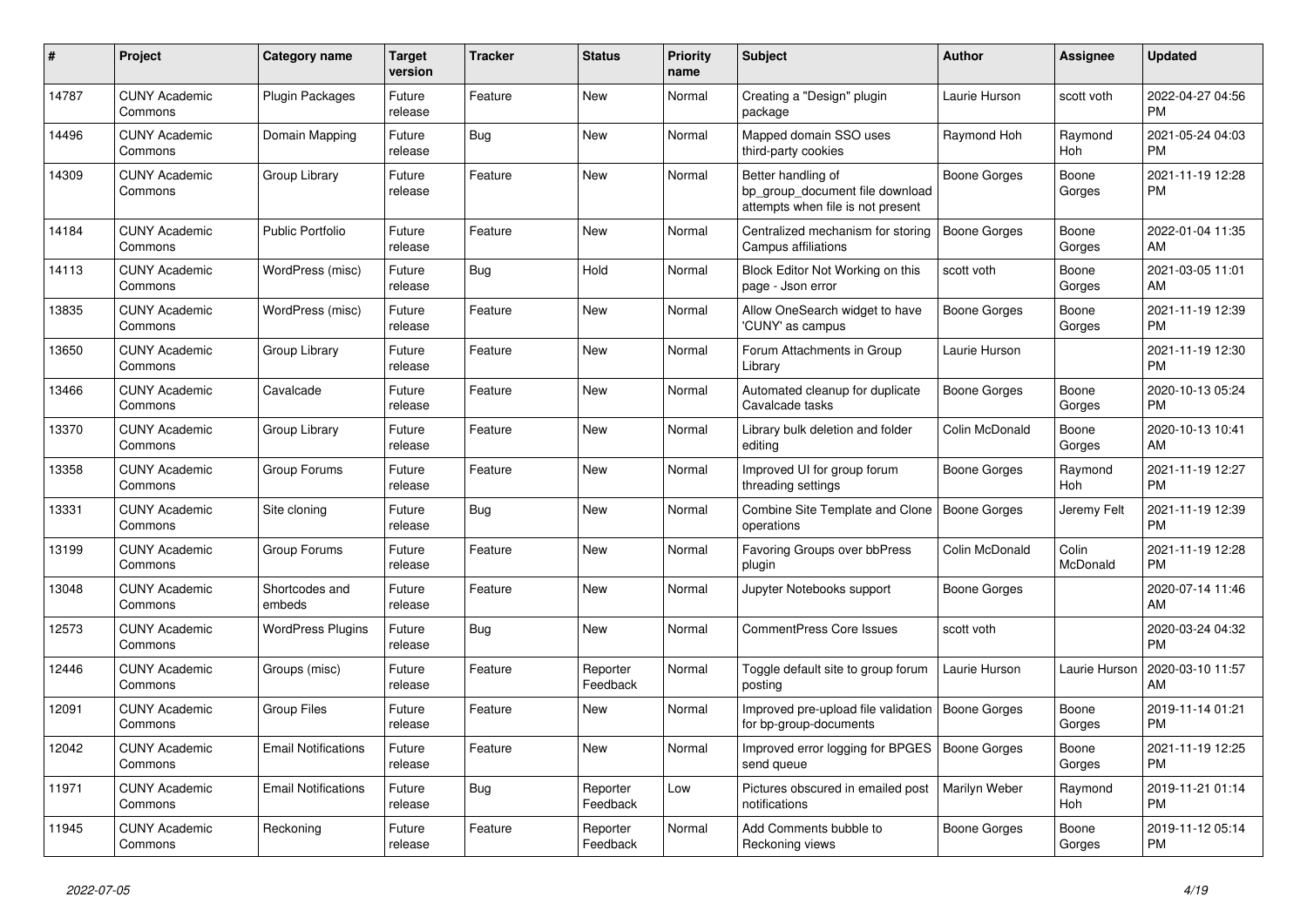| # | Project | Category name | Target version | Tracker | Status | Priority name | Subject | Author | Assignee | Updated |
|---|---|---|---|---|---|---|---|---|---|---|
| 14787 | CUNY Academic Commons | Plugin Packages | Future release | Feature | New | Normal | Creating a "Design" plugin package | Laurie Hurson | scott voth | 2022-04-27 04:56 PM |
| 14496 | CUNY Academic Commons | Domain Mapping | Future release | Bug | New | Normal | Mapped domain SSO uses third-party cookies | Raymond Hoh | Raymond Hoh | 2021-05-24 04:03 PM |
| 14309 | CUNY Academic Commons | Group Library | Future release | Feature | New | Normal | Better handling of bp_group_document file download attempts when file is not present | Boone Gorges | Boone Gorges | 2021-11-19 12:28 PM |
| 14184 | CUNY Academic Commons | Public Portfolio | Future release | Feature | New | Normal | Centralized mechanism for storing Campus affiliations | Boone Gorges | Boone Gorges | 2022-01-04 11:35 AM |
| 14113 | CUNY Academic Commons | WordPress (misc) | Future release | Bug | Hold | Normal | Block Editor Not Working on this page - Json error | scott voth | Boone Gorges | 2021-03-05 11:01 AM |
| 13835 | CUNY Academic Commons | WordPress (misc) | Future release | Feature | New | Normal | Allow OneSearch widget to have 'CUNY' as campus | Boone Gorges | Boone Gorges | 2021-11-19 12:39 PM |
| 13650 | CUNY Academic Commons | Group Library | Future release | Feature | New | Normal | Forum Attachments in Group Library | Laurie Hurson | | 2021-11-19 12:30 PM |
| 13466 | CUNY Academic Commons | Cavalcade | Future release | Feature | New | Normal | Automated cleanup for duplicate Cavalcade tasks | Boone Gorges | Boone Gorges | 2020-10-13 05:24 PM |
| 13370 | CUNY Academic Commons | Group Library | Future release | Feature | New | Normal | Library bulk deletion and folder editing | Colin McDonald | Boone Gorges | 2020-10-13 10:41 AM |
| 13358 | CUNY Academic Commons | Group Forums | Future release | Feature | New | Normal | Improved UI for group forum threading settings | Boone Gorges | Raymond Hoh | 2021-11-19 12:27 PM |
| 13331 | CUNY Academic Commons | Site cloning | Future release | Bug | New | Normal | Combine Site Template and Clone operations | Boone Gorges | Jeremy Felt | 2021-11-19 12:39 PM |
| 13199 | CUNY Academic Commons | Group Forums | Future release | Feature | New | Normal | Favoring Groups over bbPress plugin | Colin McDonald | Colin McDonald | 2021-11-19 12:28 PM |
| 13048 | CUNY Academic Commons | Shortcodes and embeds | Future release | Feature | New | Normal | Jupyter Notebooks support | Boone Gorges | | 2020-07-14 11:46 AM |
| 12573 | CUNY Academic Commons | WordPress Plugins | Future release | Bug | New | Normal | CommentPress Core Issues | scott voth | | 2020-03-24 04:32 PM |
| 12446 | CUNY Academic Commons | Groups (misc) | Future release | Feature | Reporter Feedback | Normal | Toggle default site to group forum posting | Laurie Hurson | Laurie Hurson | 2020-03-10 11:57 AM |
| 12091 | CUNY Academic Commons | Group Files | Future release | Feature | New | Normal | Improved pre-upload file validation for bp-group-documents | Boone Gorges | Boone Gorges | 2019-11-14 01:21 PM |
| 12042 | CUNY Academic Commons | Email Notifications | Future release | Feature | New | Normal | Improved error logging for BPGES send queue | Boone Gorges | Boone Gorges | 2021-11-19 12:25 PM |
| 11971 | CUNY Academic Commons | Email Notifications | Future release | Bug | Reporter Feedback | Low | Pictures obscured in emailed post notifications | Marilyn Weber | Raymond Hoh | 2019-11-21 01:14 PM |
| 11945 | CUNY Academic Commons | Reckoning | Future release | Feature | Reporter Feedback | Normal | Add Comments bubble to Reckoning views | Boone Gorges | Boone Gorges | 2019-11-12 05:14 PM |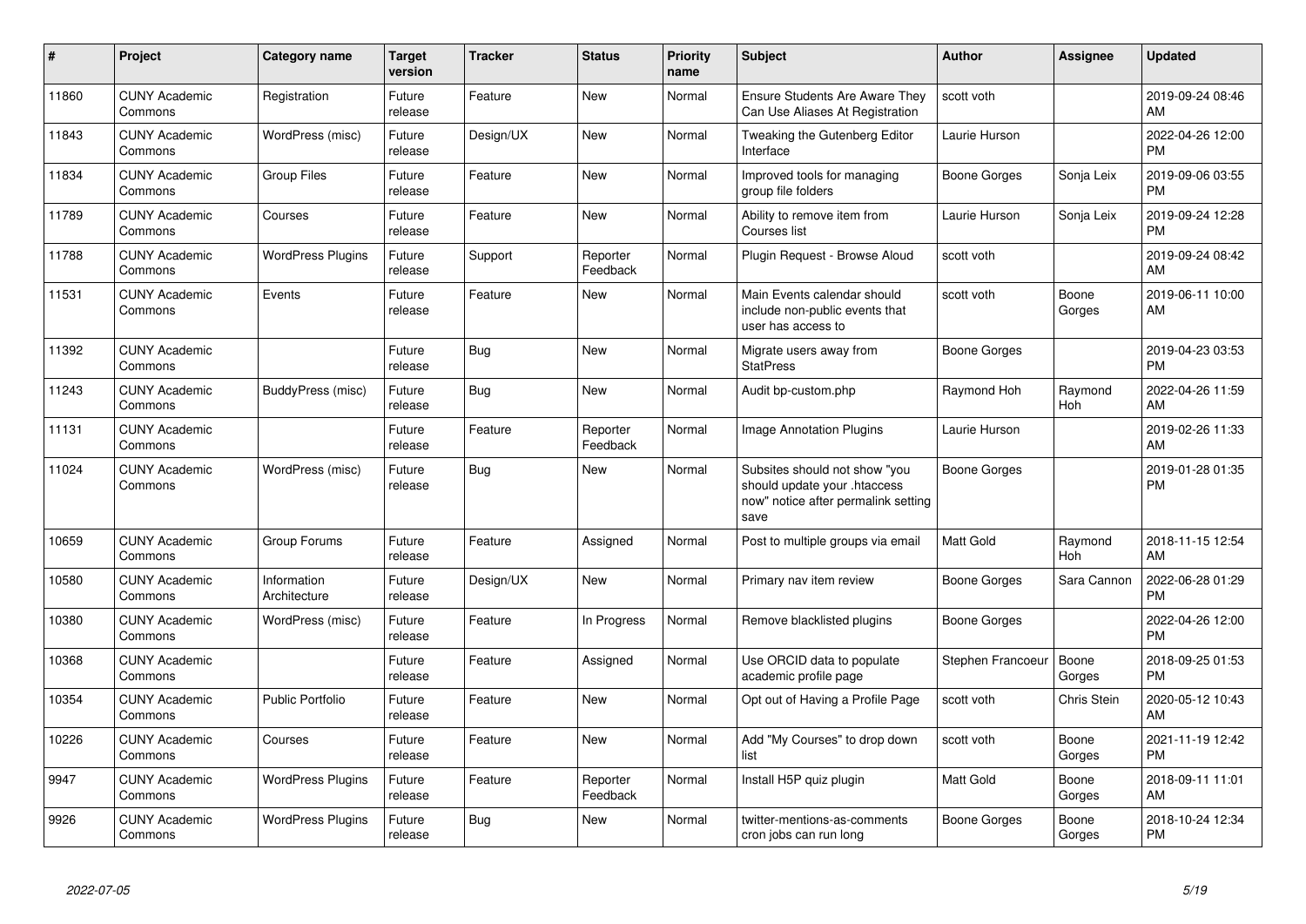| # | Project | Category name | Target version | Tracker | Status | Priority name | Subject | Author | Assignee | Updated |
|---|---|---|---|---|---|---|---|---|---|---|
| 11860 | CUNY Academic Commons | Registration | Future release | Feature | New | Normal | Ensure Students Are Aware They Can Use Aliases At Registration | scott voth | | 2019-09-24 08:46 AM |
| 11843 | CUNY Academic Commons | WordPress (misc) | Future release | Design/UX | New | Normal | Tweaking the Gutenberg Editor Interface | Laurie Hurson | | 2022-04-26 12:00 PM |
| 11834 | CUNY Academic Commons | Group Files | Future release | Feature | New | Normal | Improved tools for managing group file folders | Boone Gorges | Sonja Leix | 2019-09-06 03:55 PM |
| 11789 | CUNY Academic Commons | Courses | Future release | Feature | New | Normal | Ability to remove item from Courses list | Laurie Hurson | Sonja Leix | 2019-09-24 12:28 PM |
| 11788 | CUNY Academic Commons | WordPress Plugins | Future release | Support | Reporter Feedback | Normal | Plugin Request - Browse Aloud | scott voth | | 2019-09-24 08:42 AM |
| 11531 | CUNY Academic Commons | Events | Future release | Feature | New | Normal | Main Events calendar should include non-public events that user has access to | scott voth | Boone Gorges | 2019-06-11 10:00 AM |
| 11392 | CUNY Academic Commons | | Future release | Bug | New | Normal | Migrate users away from StatPress | Boone Gorges | | 2019-04-23 03:53 PM |
| 11243 | CUNY Academic Commons | BuddyPress (misc) | Future release | Bug | New | Normal | Audit bp-custom.php | Raymond Hoh | Raymond Hoh | 2022-04-26 11:59 AM |
| 11131 | CUNY Academic Commons | | Future release | Feature | Reporter Feedback | Normal | Image Annotation Plugins | Laurie Hurson | | 2019-02-26 11:33 AM |
| 11024 | CUNY Academic Commons | WordPress (misc) | Future release | Bug | New | Normal | Subsites should not show "you should update your .htaccess now" notice after permalink setting save | Boone Gorges | | 2019-01-28 01:35 PM |
| 10659 | CUNY Academic Commons | Group Forums | Future release | Feature | Assigned | Normal | Post to multiple groups via email | Matt Gold | Raymond Hoh | 2018-11-15 12:54 AM |
| 10580 | CUNY Academic Commons | Information Architecture | Future release | Design/UX | New | Normal | Primary nav item review | Boone Gorges | Sara Cannon | 2022-06-28 01:29 PM |
| 10380 | CUNY Academic Commons | WordPress (misc) | Future release | Feature | In Progress | Normal | Remove blacklisted plugins | Boone Gorges | | 2022-04-26 12:00 PM |
| 10368 | CUNY Academic Commons | | Future release | Feature | Assigned | Normal | Use ORCID data to populate academic profile page | Stephen Francoeur | Boone Gorges | 2018-09-25 01:53 PM |
| 10354 | CUNY Academic Commons | Public Portfolio | Future release | Feature | New | Normal | Opt out of Having a Profile Page | scott voth | Chris Stein | 2020-05-12 10:43 AM |
| 10226 | CUNY Academic Commons | Courses | Future release | Feature | New | Normal | Add "My Courses" to drop down list | scott voth | Boone Gorges | 2021-11-19 12:42 PM |
| 9947 | CUNY Academic Commons | WordPress Plugins | Future release | Feature | Reporter Feedback | Normal | Install H5P quiz plugin | Matt Gold | Boone Gorges | 2018-09-11 11:01 AM |
| 9926 | CUNY Academic Commons | WordPress Plugins | Future release | Bug | New | Normal | twitter-mentions-as-comments cron jobs can run long | Boone Gorges | Boone Gorges | 2018-10-24 12:34 PM |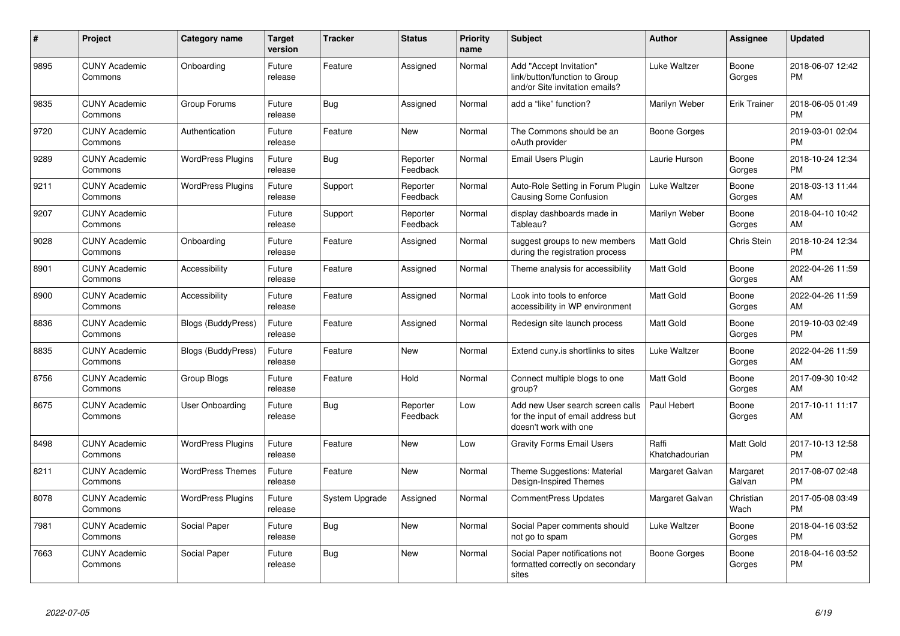| # | Project | Category name | Target version | Tracker | Status | Priority name | Subject | Author | Assignee | Updated |
|---|---|---|---|---|---|---|---|---|---|---|
| 9895 | CUNY Academic Commons | Onboarding | Future release | Feature | Assigned | Normal | Add "Accept Invitation" link/button/function to Group and/or Site invitation emails? | Luke Waltzer | Boone Gorges | 2018-06-07 12:42 PM |
| 9835 | CUNY Academic Commons | Group Forums | Future release | Bug | Assigned | Normal | add a "like" function? | Marilyn Weber | Erik Trainer | 2018-06-05 01:49 PM |
| 9720 | CUNY Academic Commons | Authentication | Future release | Feature | New | Normal | The Commons should be an oAuth provider | Boone Gorges | | 2019-03-01 02:04 PM |
| 9289 | CUNY Academic Commons | WordPress Plugins | Future release | Bug | Reporter Feedback | Normal | Email Users Plugin | Laurie Hurson | Boone Gorges | 2018-10-24 12:34 PM |
| 9211 | CUNY Academic Commons | WordPress Plugins | Future release | Support | Reporter Feedback | Normal | Auto-Role Setting in Forum Plugin Causing Some Confusion | Luke Waltzer | Boone Gorges | 2018-03-13 11:44 AM |
| 9207 | CUNY Academic Commons | | Future release | Support | Reporter Feedback | Normal | display dashboards made in Tableau? | Marilyn Weber | Boone Gorges | 2018-04-10 10:42 AM |
| 9028 | CUNY Academic Commons | Onboarding | Future release | Feature | Assigned | Normal | suggest groups to new members during the registration process | Matt Gold | Chris Stein | 2018-10-24 12:34 PM |
| 8901 | CUNY Academic Commons | Accessibility | Future release | Feature | Assigned | Normal | Theme analysis for accessibility | Matt Gold | Boone Gorges | 2022-04-26 11:59 AM |
| 8900 | CUNY Academic Commons | Accessibility | Future release | Feature | Assigned | Normal | Look into tools to enforce accessibility in WP environment | Matt Gold | Boone Gorges | 2022-04-26 11:59 AM |
| 8836 | CUNY Academic Commons | Blogs (BuddyPress) | Future release | Feature | Assigned | Normal | Redesign site launch process | Matt Gold | Boone Gorges | 2019-10-03 02:49 PM |
| 8835 | CUNY Academic Commons | Blogs (BuddyPress) | Future release | Feature | New | Normal | Extend cuny.is shortlinks to sites | Luke Waltzer | Boone Gorges | 2022-04-26 11:59 AM |
| 8756 | CUNY Academic Commons | Group Blogs | Future release | Feature | Hold | Normal | Connect multiple blogs to one group? | Matt Gold | Boone Gorges | 2017-09-30 10:42 AM |
| 8675 | CUNY Academic Commons | User Onboarding | Future release | Bug | Reporter Feedback | Low | Add new User search screen calls for the input of email address but doesn't work with one | Paul Hebert | Boone Gorges | 2017-10-11 11:17 AM |
| 8498 | CUNY Academic Commons | WordPress Plugins | Future release | Feature | New | Low | Gravity Forms Email Users | Raffi Khatchadourian | Matt Gold | 2017-10-13 12:58 PM |
| 8211 | CUNY Academic Commons | WordPress Themes | Future release | Feature | New | Normal | Theme Suggestions: Material Design-Inspired Themes | Margaret Galvan | Margaret Galvan | 2017-08-07 02:48 PM |
| 8078 | CUNY Academic Commons | WordPress Plugins | Future release | System Upgrade | Assigned | Normal | CommentPress Updates | Margaret Galvan | Christian Wach | 2017-05-08 03:49 PM |
| 7981 | CUNY Academic Commons | Social Paper | Future release | Bug | New | Normal | Social Paper comments should not go to spam | Luke Waltzer | Boone Gorges | 2018-04-16 03:52 PM |
| 7663 | CUNY Academic Commons | Social Paper | Future release | Bug | New | Normal | Social Paper notifications not formatted correctly on secondary sites | Boone Gorges | Boone Gorges | 2018-04-16 03:52 PM |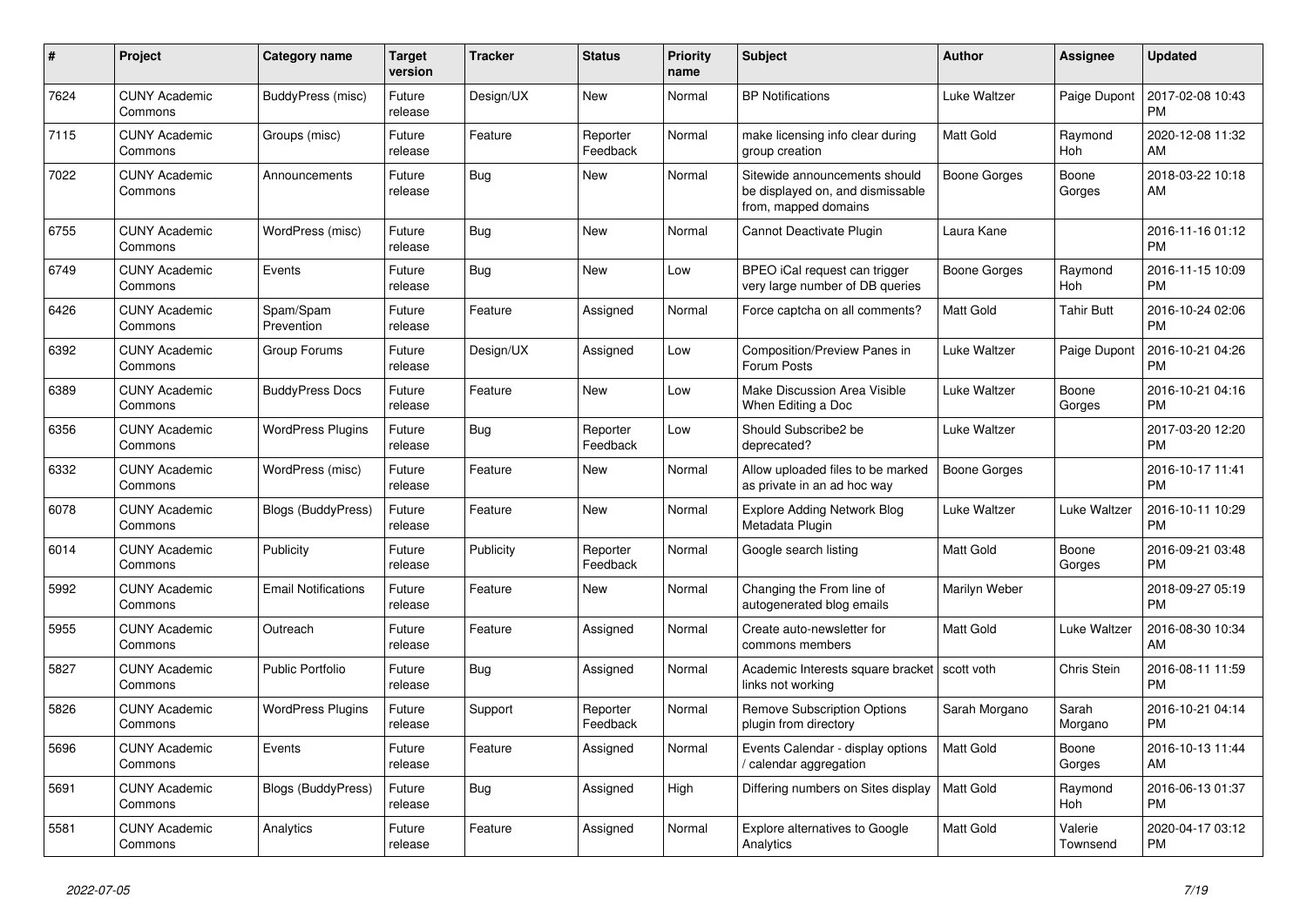| # | Project | Category name | Target version | Tracker | Status | Priority name | Subject | Author | Assignee | Updated |
|---|---|---|---|---|---|---|---|---|---|---|
| 7624 | CUNY Academic Commons | BuddyPress (misc) | Future release | Design/UX | New | Normal | BP Notifications | Luke Waltzer | Paige Dupont | 2017-02-08 10:43 PM |
| 7115 | CUNY Academic Commons | Groups (misc) | Future release | Feature | Reporter Feedback | Normal | make licensing info clear during group creation | Matt Gold | Raymond Hoh | 2020-12-08 11:32 AM |
| 7022 | CUNY Academic Commons | Announcements | Future release | Bug | New | Normal | Sitewide announcements should be displayed on, and dismissable from, mapped domains | Boone Gorges | Boone Gorges | 2018-03-22 10:18 AM |
| 6755 | CUNY Academic Commons | WordPress (misc) | Future release | Bug | New | Normal | Cannot Deactivate Plugin | Laura Kane | | 2016-11-16 01:12 PM |
| 6749 | CUNY Academic Commons | Events | Future release | Bug | New | Low | BPEO iCal request can trigger very large number of DB queries | Boone Gorges | Raymond Hoh | 2016-11-15 10:09 PM |
| 6426 | CUNY Academic Commons | Spam/Spam Prevention | Future release | Feature | Assigned | Normal | Force captcha on all comments? | Matt Gold | Tahir Butt | 2016-10-24 02:06 PM |
| 6392 | CUNY Academic Commons | Group Forums | Future release | Design/UX | Assigned | Low | Composition/Preview Panes in Forum Posts | Luke Waltzer | Paige Dupont | 2016-10-21 04:26 PM |
| 6389 | CUNY Academic Commons | BuddyPress Docs | Future release | Feature | New | Low | Make Discussion Area Visible When Editing a Doc | Luke Waltzer | Boone Gorges | 2016-10-21 04:16 PM |
| 6356 | CUNY Academic Commons | WordPress Plugins | Future release | Bug | Reporter Feedback | Low | Should Subscribe2 be deprecated? | Luke Waltzer | | 2017-03-20 12:20 PM |
| 6332 | CUNY Academic Commons | WordPress (misc) | Future release | Feature | New | Normal | Allow uploaded files to be marked as private in an ad hoc way | Boone Gorges | | 2016-10-17 11:41 PM |
| 6078 | CUNY Academic Commons | Blogs (BuddyPress) | Future release | Feature | New | Normal | Explore Adding Network Blog Metadata Plugin | Luke Waltzer | Luke Waltzer | 2016-10-11 10:29 PM |
| 6014 | CUNY Academic Commons | Publicity | Future release | Publicity | Reporter Feedback | Normal | Google search listing | Matt Gold | Boone Gorges | 2016-09-21 03:48 PM |
| 5992 | CUNY Academic Commons | Email Notifications | Future release | Feature | New | Normal | Changing the From line of autogenerated blog emails | Marilyn Weber | | 2018-09-27 05:19 PM |
| 5955 | CUNY Academic Commons | Outreach | Future release | Feature | Assigned | Normal | Create auto-newsletter for commons members | Matt Gold | Luke Waltzer | 2016-08-30 10:34 AM |
| 5827 | CUNY Academic Commons | Public Portfolio | Future release | Bug | Assigned | Normal | Academic Interests square bracket links not working | scott voth | Chris Stein | 2016-08-11 11:59 PM |
| 5826 | CUNY Academic Commons | WordPress Plugins | Future release | Support | Reporter Feedback | Normal | Remove Subscription Options plugin from directory | Sarah Morgano | Sarah Morgano | 2016-10-21 04:14 PM |
| 5696 | CUNY Academic Commons | Events | Future release | Feature | Assigned | Normal | Events Calendar - display options / calendar aggregation | Matt Gold | Boone Gorges | 2016-10-13 11:44 AM |
| 5691 | CUNY Academic Commons | Blogs (BuddyPress) | Future release | Bug | Assigned | High | Differing numbers on Sites display | Matt Gold | Raymond Hoh | 2016-06-13 01:37 PM |
| 5581 | CUNY Academic Commons | Analytics | Future release | Feature | Assigned | Normal | Explore alternatives to Google Analytics | Matt Gold | Valerie Townsend | 2020-04-17 03:12 PM |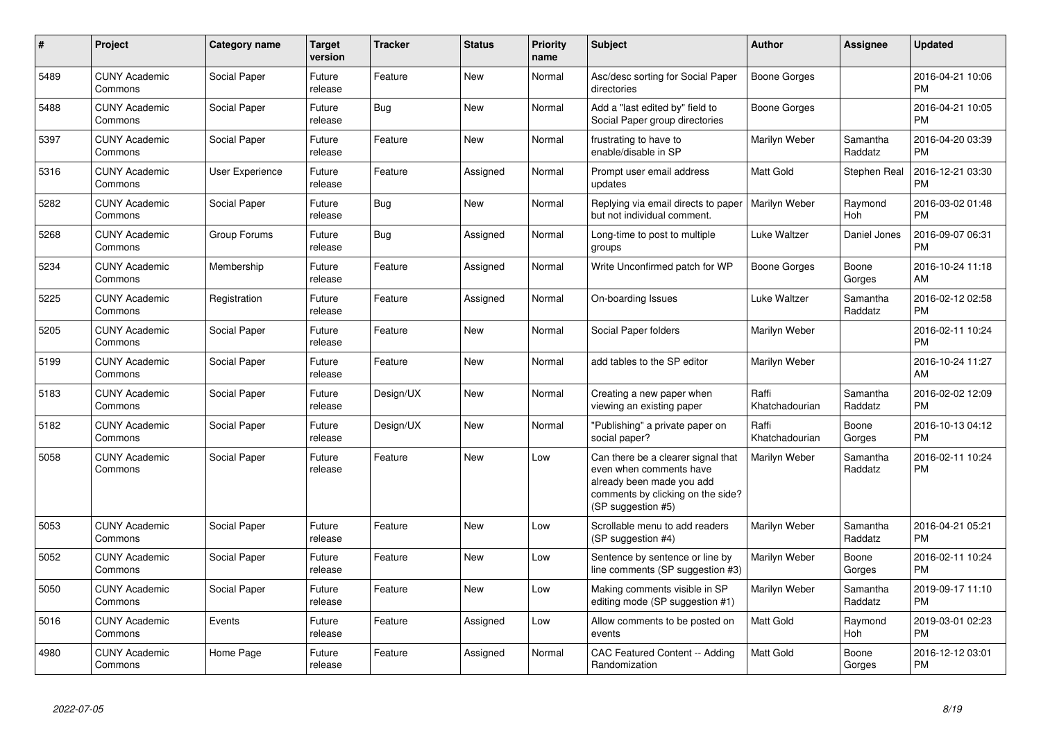| # | Project | Category name | Target version | Tracker | Status | Priority name | Subject | Author | Assignee | Updated |
|---|---|---|---|---|---|---|---|---|---|---|
| 5489 | CUNY Academic Commons | Social Paper | Future release | Feature | New | Normal | Asc/desc sorting for Social Paper directories | Boone Gorges | | 2016-04-21 10:06 PM |
| 5488 | CUNY Academic Commons | Social Paper | Future release | Bug | New | Normal | Add a "last edited by" field to Social Paper group directories | Boone Gorges | | 2016-04-21 10:05 PM |
| 5397 | CUNY Academic Commons | Social Paper | Future release | Feature | New | Normal | frustrating to have to enable/disable in SP | Marilyn Weber | Samantha Raddatz | 2016-04-20 03:39 PM |
| 5316 | CUNY Academic Commons | User Experience | Future release | Feature | Assigned | Normal | Prompt user email address updates | Matt Gold | Stephen Real | 2016-12-21 03:30 PM |
| 5282 | CUNY Academic Commons | Social Paper | Future release | Bug | New | Normal | Replying via email directs to paper but not individual comment. | Marilyn Weber | Raymond Hoh | 2016-03-02 01:48 PM |
| 5268 | CUNY Academic Commons | Group Forums | Future release | Bug | Assigned | Normal | Long-time to post to multiple groups | Luke Waltzer | Daniel Jones | 2016-09-07 06:31 PM |
| 5234 | CUNY Academic Commons | Membership | Future release | Feature | Assigned | Normal | Write Unconfirmed patch for WP | Boone Gorges | Boone Gorges | 2016-10-24 11:18 AM |
| 5225 | CUNY Academic Commons | Registration | Future release | Feature | Assigned | Normal | On-boarding Issues | Luke Waltzer | Samantha Raddatz | 2016-02-12 02:58 PM |
| 5205 | CUNY Academic Commons | Social Paper | Future release | Feature | New | Normal | Social Paper folders | Marilyn Weber | | 2016-02-11 10:24 PM |
| 5199 | CUNY Academic Commons | Social Paper | Future release | Feature | New | Normal | add tables to the SP editor | Marilyn Weber | | 2016-10-24 11:27 AM |
| 5183 | CUNY Academic Commons | Social Paper | Future release | Design/UX | New | Normal | Creating a new paper when viewing an existing paper | Raffi Khatchadourian | Samantha Raddatz | 2016-02-02 12:09 PM |
| 5182 | CUNY Academic Commons | Social Paper | Future release | Design/UX | New | Normal | "Publishing" a private paper on social paper? | Raffi Khatchadourian | Boone Gorges | 2016-10-13 04:12 PM |
| 5058 | CUNY Academic Commons | Social Paper | Future release | Feature | New | Low | Can there be a clearer signal that even when comments have already been made you add comments by clicking on the side? (SP suggestion #5) | Marilyn Weber | Samantha Raddatz | 2016-02-11 10:24 PM |
| 5053 | CUNY Academic Commons | Social Paper | Future release | Feature | New | Low | Scrollable menu to add readers (SP suggestion #4) | Marilyn Weber | Samantha Raddatz | 2016-04-21 05:21 PM |
| 5052 | CUNY Academic Commons | Social Paper | Future release | Feature | New | Low | Sentence by sentence or line by line comments (SP suggestion #3) | Marilyn Weber | Boone Gorges | 2016-02-11 10:24 PM |
| 5050 | CUNY Academic Commons | Social Paper | Future release | Feature | New | Low | Making comments visible in SP editing mode (SP suggestion #1) | Marilyn Weber | Samantha Raddatz | 2019-09-17 11:10 PM |
| 5016 | CUNY Academic Commons | Events | Future release | Feature | Assigned | Low | Allow comments to be posted on events | Matt Gold | Raymond Hoh | 2019-03-01 02:23 PM |
| 4980 | CUNY Academic Commons | Home Page | Future release | Feature | Assigned | Normal | CAC Featured Content -- Adding Randomization | Matt Gold | Boone Gorges | 2016-12-12 03:01 PM |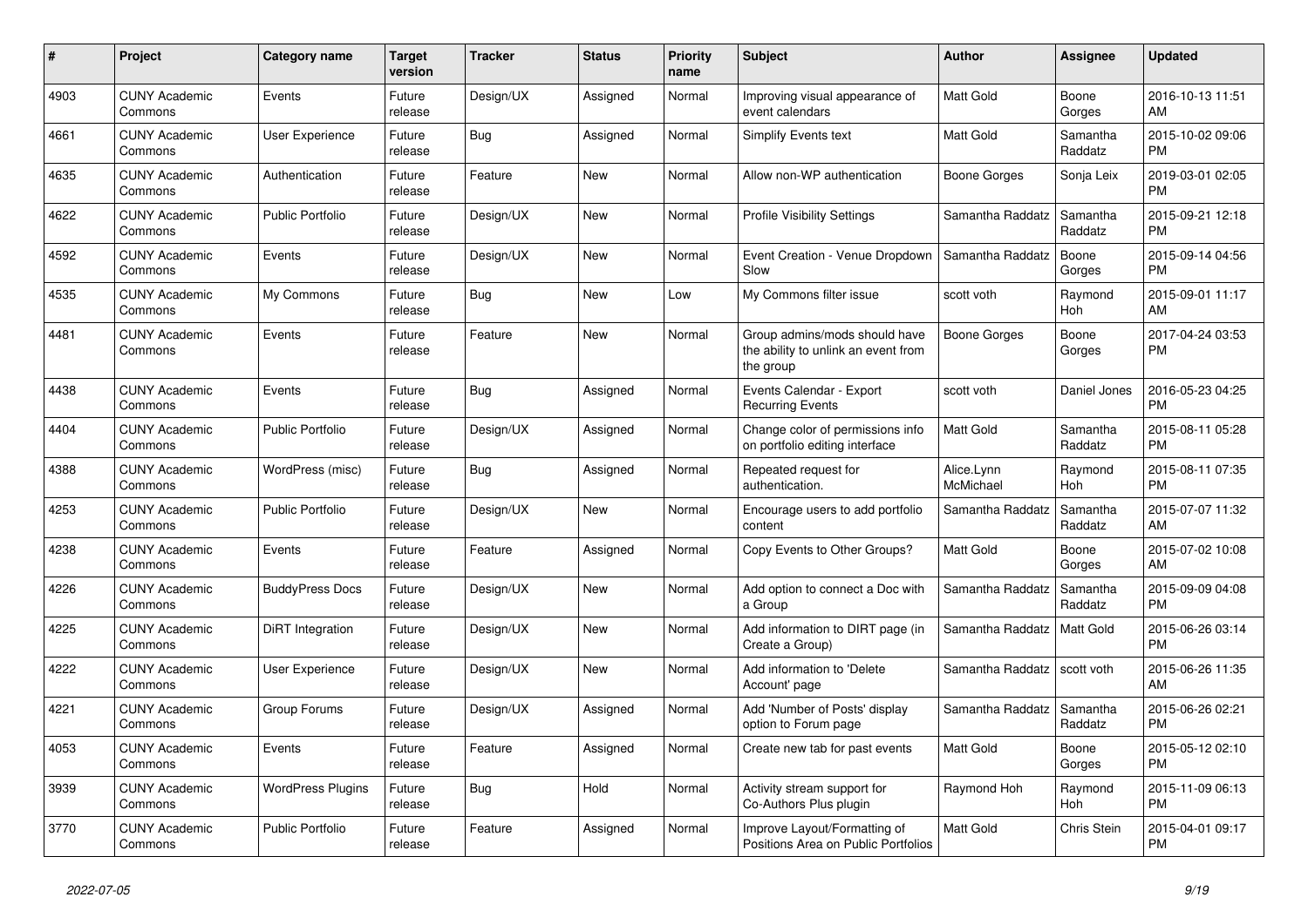| # | Project | Category name | Target version | Tracker | Status | Priority name | Subject | Author | Assignee | Updated |
|---|---|---|---|---|---|---|---|---|---|---|
| 4903 | CUNY Academic Commons | Events | Future release | Design/UX | Assigned | Normal | Improving visual appearance of event calendars | Matt Gold | Boone Gorges | 2016-10-13 11:51 AM |
| 4661 | CUNY Academic Commons | User Experience | Future release | Bug | Assigned | Normal | Simplify Events text | Matt Gold | Samantha Raddatz | 2015-10-02 09:06 PM |
| 4635 | CUNY Academic Commons | Authentication | Future release | Feature | New | Normal | Allow non-WP authentication | Boone Gorges | Sonja Leix | 2019-03-01 02:05 PM |
| 4622 | CUNY Academic Commons | Public Portfolio | Future release | Design/UX | New | Normal | Profile Visibility Settings | Samantha Raddatz | Samantha Raddatz | 2015-09-21 12:18 PM |
| 4592 | CUNY Academic Commons | Events | Future release | Design/UX | New | Normal | Event Creation - Venue Dropdown Slow | Samantha Raddatz | Boone Gorges | 2015-09-14 04:56 PM |
| 4535 | CUNY Academic Commons | My Commons | Future release | Bug | New | Low | My Commons filter issue | scott voth | Raymond Hoh | 2015-09-01 11:17 AM |
| 4481 | CUNY Academic Commons | Events | Future release | Feature | New | Normal | Group admins/mods should have the ability to unlink an event from the group | Boone Gorges | Boone Gorges | 2017-04-24 03:53 PM |
| 4438 | CUNY Academic Commons | Events | Future release | Bug | Assigned | Normal | Events Calendar - Export Recurring Events | scott voth | Daniel Jones | 2016-05-23 04:25 PM |
| 4404 | CUNY Academic Commons | Public Portfolio | Future release | Design/UX | Assigned | Normal | Change color of permissions info on portfolio editing interface | Matt Gold | Samantha Raddatz | 2015-08-11 05:28 PM |
| 4388 | CUNY Academic Commons | WordPress (misc) | Future release | Bug | Assigned | Normal | Repeated request for authentication. | Alice.Lynn McMichael | Raymond Hoh | 2015-08-11 07:35 PM |
| 4253 | CUNY Academic Commons | Public Portfolio | Future release | Design/UX | New | Normal | Encourage users to add portfolio content | Samantha Raddatz | Samantha Raddatz | 2015-07-07 11:32 AM |
| 4238 | CUNY Academic Commons | Events | Future release | Feature | Assigned | Normal | Copy Events to Other Groups? | Matt Gold | Boone Gorges | 2015-07-02 10:08 AM |
| 4226 | CUNY Academic Commons | BuddyPress Docs | Future release | Design/UX | New | Normal | Add option to connect a Doc with a Group | Samantha Raddatz | Samantha Raddatz | 2015-09-09 04:08 PM |
| 4225 | CUNY Academic Commons | DiRT Integration | Future release | Design/UX | New | Normal | Add information to DIRT page (in Create a Group) | Samantha Raddatz | Matt Gold | 2015-06-26 03:14 PM |
| 4222 | CUNY Academic Commons | User Experience | Future release | Design/UX | New | Normal | Add information to 'Delete Account' page | Samantha Raddatz | scott voth | 2015-06-26 11:35 AM |
| 4221 | CUNY Academic Commons | Group Forums | Future release | Design/UX | Assigned | Normal | Add 'Number of Posts' display option to Forum page | Samantha Raddatz | Samantha Raddatz | 2015-06-26 02:21 PM |
| 4053 | CUNY Academic Commons | Events | Future release | Feature | Assigned | Normal | Create new tab for past events | Matt Gold | Boone Gorges | 2015-05-12 02:10 PM |
| 3939 | CUNY Academic Commons | WordPress Plugins | Future release | Bug | Hold | Normal | Activity stream support for Co-Authors Plus plugin | Raymond Hoh | Raymond Hoh | 2015-11-09 06:13 PM |
| 3770 | CUNY Academic Commons | Public Portfolio | Future release | Feature | Assigned | Normal | Improve Layout/Formatting of Positions Area on Public Portfolios | Matt Gold | Chris Stein | 2015-04-01 09:17 PM |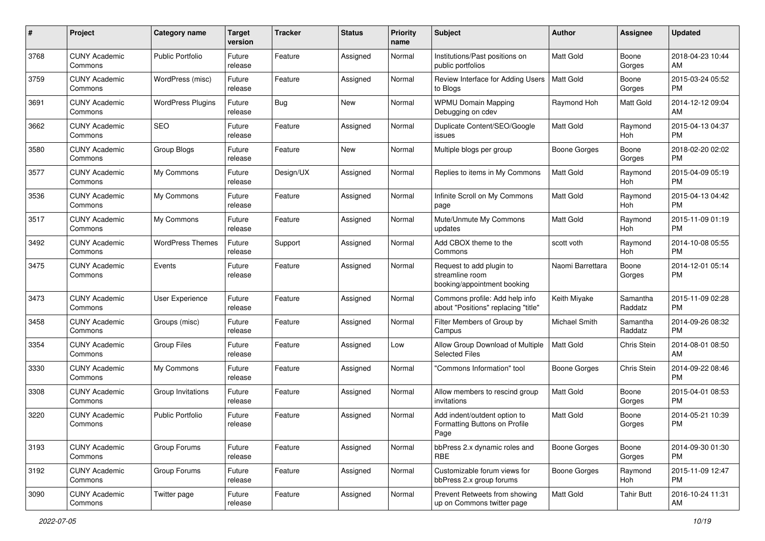| # | Project | Category name | Target version | Tracker | Status | Priority name | Subject | Author | Assignee | Updated |
|---|---|---|---|---|---|---|---|---|---|---|
| 3768 | CUNY Academic Commons | Public Portfolio | Future release | Feature | Assigned | Normal | Institutions/Past positions on public portfolios | Matt Gold | Boone Gorges | 2018-04-23 10:44 AM |
| 3759 | CUNY Academic Commons | WordPress (misc) | Future release | Feature | Assigned | Normal | Review Interface for Adding Users to Blogs | Matt Gold | Boone Gorges | 2015-03-24 05:52 PM |
| 3691 | CUNY Academic Commons | WordPress Plugins | Future release | Bug | New | Normal | WPMU Domain Mapping Debugging on cdev | Raymond Hoh | Matt Gold | 2014-12-12 09:04 AM |
| 3662 | CUNY Academic Commons | SEO | Future release | Feature | Assigned | Normal | Duplicate Content/SEO/Google issues | Matt Gold | Raymond Hoh | 2015-04-13 04:37 PM |
| 3580 | CUNY Academic Commons | Group Blogs | Future release | Feature | New | Normal | Multiple blogs per group | Boone Gorges | Boone Gorges | 2018-02-20 02:02 PM |
| 3577 | CUNY Academic Commons | My Commons | Future release | Design/UX | Assigned | Normal | Replies to items in My Commons | Matt Gold | Raymond Hoh | 2015-04-09 05:19 PM |
| 3536 | CUNY Academic Commons | My Commons | Future release | Feature | Assigned | Normal | Infinite Scroll on My Commons page | Matt Gold | Raymond Hoh | 2015-04-13 04:42 PM |
| 3517 | CUNY Academic Commons | My Commons | Future release | Feature | Assigned | Normal | Mute/Unmute My Commons updates | Matt Gold | Raymond Hoh | 2015-11-09 01:19 PM |
| 3492 | CUNY Academic Commons | WordPress Themes | Future release | Support | Assigned | Normal | Add CBOX theme to the Commons | scott voth | Raymond Hoh | 2014-10-08 05:55 PM |
| 3475 | CUNY Academic Commons | Events | Future release | Feature | Assigned | Normal | Request to add plugin to streamline room booking/appointment booking | Naomi Barrettara | Boone Gorges | 2014-12-01 05:14 PM |
| 3473 | CUNY Academic Commons | User Experience | Future release | Feature | Assigned | Normal | Commons profile: Add help info about "Positions" replacing "title" | Keith Miyake | Samantha Raddatz | 2015-11-09 02:28 PM |
| 3458 | CUNY Academic Commons | Groups (misc) | Future release | Feature | Assigned | Normal | Filter Members of Group by Campus | Michael Smith | Samantha Raddatz | 2014-09-26 08:32 PM |
| 3354 | CUNY Academic Commons | Group Files | Future release | Feature | Assigned | Low | Allow Group Download of Multiple Selected Files | Matt Gold | Chris Stein | 2014-08-01 08:50 AM |
| 3330 | CUNY Academic Commons | My Commons | Future release | Feature | Assigned | Normal | "Commons Information" tool | Boone Gorges | Chris Stein | 2014-09-22 08:46 PM |
| 3308 | CUNY Academic Commons | Group Invitations | Future release | Feature | Assigned | Normal | Allow members to rescind group invitations | Matt Gold | Boone Gorges | 2015-04-01 08:53 PM |
| 3220 | CUNY Academic Commons | Public Portfolio | Future release | Feature | Assigned | Normal | Add indent/outdent option to Formatting Buttons on Profile Page | Matt Gold | Boone Gorges | 2014-05-21 10:39 PM |
| 3193 | CUNY Academic Commons | Group Forums | Future release | Feature | Assigned | Normal | bbPress 2.x dynamic roles and RBE | Boone Gorges | Boone Gorges | 2014-09-30 01:30 PM |
| 3192 | CUNY Academic Commons | Group Forums | Future release | Feature | Assigned | Normal | Customizable forum views for bbPress 2.x group forums | Boone Gorges | Raymond Hoh | 2015-11-09 12:47 PM |
| 3090 | CUNY Academic Commons | Twitter page | Future release | Feature | Assigned | Normal | Prevent Retweets from showing up on Commons twitter page | Matt Gold | Tahir Butt | 2016-10-24 11:31 AM |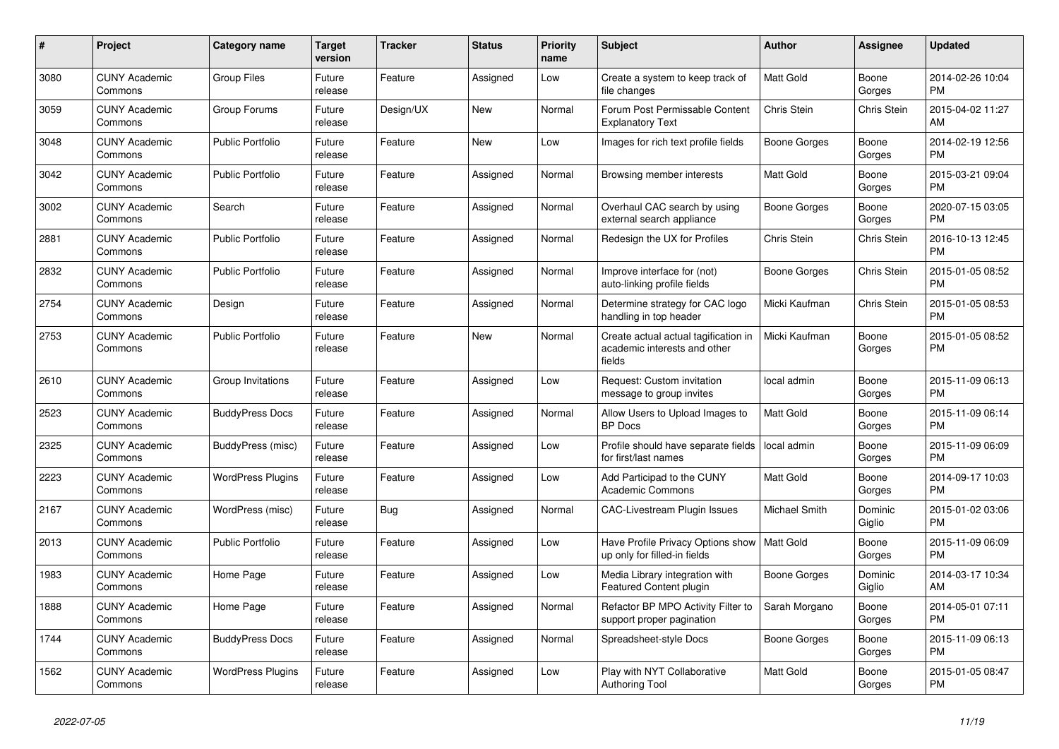| # | Project | Category name | Target version | Tracker | Status | Priority name | Subject | Author | Assignee | Updated |
|---|---|---|---|---|---|---|---|---|---|---|
| 3080 | CUNY Academic Commons | Group Files | Future release | Feature | Assigned | Low | Create a system to keep track of file changes | Matt Gold | Boone Gorges | 2014-02-26 10:04 PM |
| 3059 | CUNY Academic Commons | Group Forums | Future release | Design/UX | New | Normal | Forum Post Permissable Content Explanatory Text | Chris Stein | Chris Stein | 2015-04-02 11:27 AM |
| 3048 | CUNY Academic Commons | Public Portfolio | Future release | Feature | New | Low | Images for rich text profile fields | Boone Gorges | Boone Gorges | 2014-02-19 12:56 PM |
| 3042 | CUNY Academic Commons | Public Portfolio | Future release | Feature | Assigned | Normal | Browsing member interests | Matt Gold | Boone Gorges | 2015-03-21 09:04 PM |
| 3002 | CUNY Academic Commons | Search | Future release | Feature | Assigned | Normal | Overhaul CAC search by using external search appliance | Boone Gorges | Boone Gorges | 2020-07-15 03:05 PM |
| 2881 | CUNY Academic Commons | Public Portfolio | Future release | Feature | Assigned | Normal | Redesign the UX for Profiles | Chris Stein | Chris Stein | 2016-10-13 12:45 PM |
| 2832 | CUNY Academic Commons | Public Portfolio | Future release | Feature | Assigned | Normal | Improve interface for (not) auto-linking profile fields | Boone Gorges | Chris Stein | 2015-01-05 08:52 PM |
| 2754 | CUNY Academic Commons | Design | Future release | Feature | Assigned | Normal | Determine strategy for CAC logo handling in top header | Micki Kaufman | Chris Stein | 2015-01-05 08:53 PM |
| 2753 | CUNY Academic Commons | Public Portfolio | Future release | Feature | New | Normal | Create actual actual tagification in academic interests and other fields | Micki Kaufman | Boone Gorges | 2015-01-05 08:52 PM |
| 2610 | CUNY Academic Commons | Group Invitations | Future release | Feature | Assigned | Low | Request: Custom invitation message to group invites | local admin | Boone Gorges | 2015-11-09 06:13 PM |
| 2523 | CUNY Academic Commons | BuddyPress Docs | Future release | Feature | Assigned | Normal | Allow Users to Upload Images to BP Docs | Matt Gold | Boone Gorges | 2015-11-09 06:14 PM |
| 2325 | CUNY Academic Commons | BuddyPress (misc) | Future release | Feature | Assigned | Low | Profile should have separate fields for first/last names | local admin | Boone Gorges | 2015-11-09 06:09 PM |
| 2223 | CUNY Academic Commons | WordPress Plugins | Future release | Feature | Assigned | Low | Add Participad to the CUNY Academic Commons | Matt Gold | Boone Gorges | 2014-09-17 10:03 PM |
| 2167 | CUNY Academic Commons | WordPress (misc) | Future release | Bug | Assigned | Normal | CAC-Livestream Plugin Issues | Michael Smith | Dominic Giglio | 2015-01-02 03:06 PM |
| 2013 | CUNY Academic Commons | Public Portfolio | Future release | Feature | Assigned | Low | Have Profile Privacy Options show up only for filled-in fields | Matt Gold | Boone Gorges | 2015-11-09 06:09 PM |
| 1983 | CUNY Academic Commons | Home Page | Future release | Feature | Assigned | Low | Media Library integration with Featured Content plugin | Boone Gorges | Dominic Giglio | 2014-03-17 10:34 AM |
| 1888 | CUNY Academic Commons | Home Page | Future release | Feature | Assigned | Normal | Refactor BP MPO Activity Filter to support proper pagination | Sarah Morgano | Boone Gorges | 2014-05-01 07:11 PM |
| 1744 | CUNY Academic Commons | BuddyPress Docs | Future release | Feature | Assigned | Normal | Spreadsheet-style Docs | Boone Gorges | Boone Gorges | 2015-11-09 06:13 PM |
| 1562 | CUNY Academic Commons | WordPress Plugins | Future release | Feature | Assigned | Low | Play with NYT Collaborative Authoring Tool | Matt Gold | Boone Gorges | 2015-01-05 08:47 PM |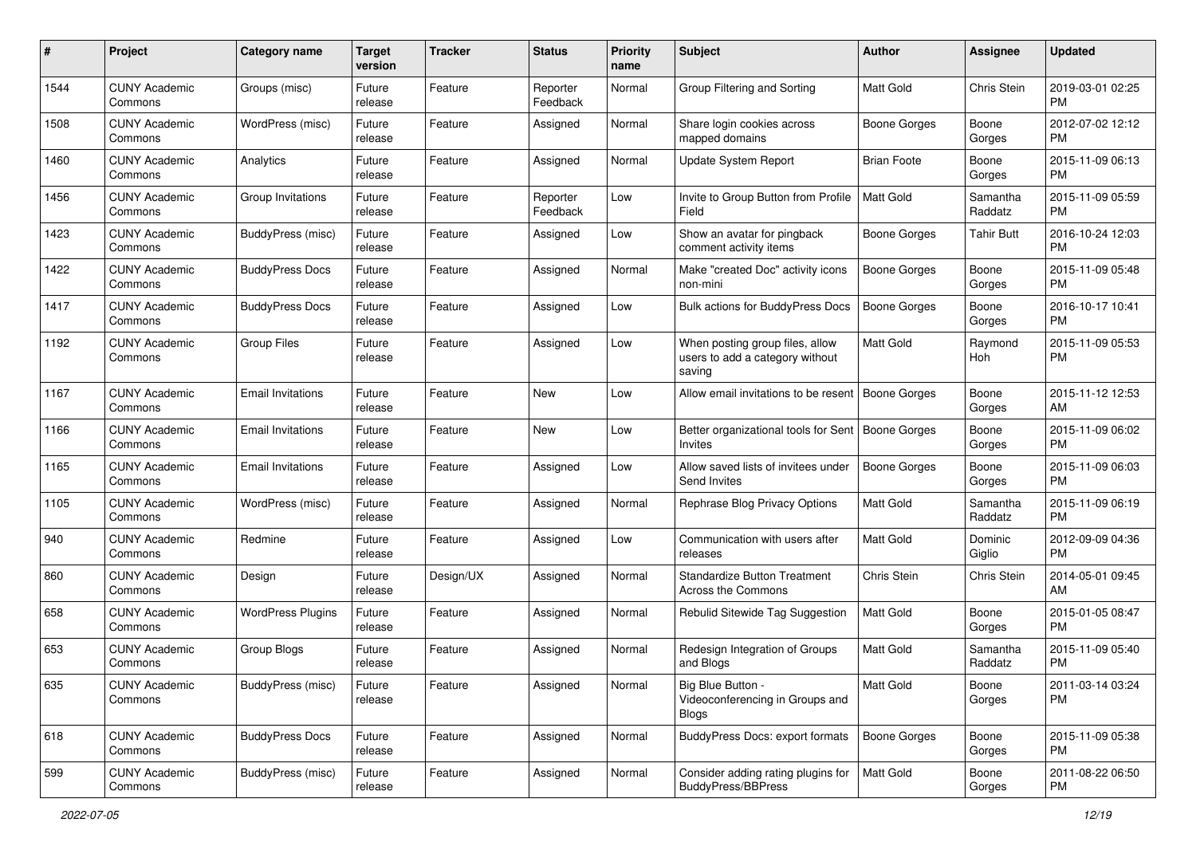| # | Project | Category name | Target version | Tracker | Status | Priority name | Subject | Author | Assignee | Updated |
|---|---|---|---|---|---|---|---|---|---|---|
| 1544 | CUNY Academic Commons | Groups (misc) | Future release | Feature | Reporter Feedback | Normal | Group Filtering and Sorting | Matt Gold | Chris Stein | 2019-03-01 02:25 PM |
| 1508 | CUNY Academic Commons | WordPress (misc) | Future release | Feature | Assigned | Normal | Share login cookies across mapped domains | Boone Gorges | Boone Gorges | 2012-07-02 12:12 PM |
| 1460 | CUNY Academic Commons | Analytics | Future release | Feature | Assigned | Normal | Update System Report | Brian Foote | Boone Gorges | 2015-11-09 06:13 PM |
| 1456 | CUNY Academic Commons | Group Invitations | Future release | Feature | Reporter Feedback | Low | Invite to Group Button from Profile Field | Matt Gold | Samantha Raddatz | 2015-11-09 05:59 PM |
| 1423 | CUNY Academic Commons | BuddyPress (misc) | Future release | Feature | Assigned | Low | Show an avatar for pingback comment activity items | Boone Gorges | Tahir Butt | 2016-10-24 12:03 PM |
| 1422 | CUNY Academic Commons | BuddyPress Docs | Future release | Feature | Assigned | Normal | Make "created Doc" activity icons non-mini | Boone Gorges | Boone Gorges | 2015-11-09 05:48 PM |
| 1417 | CUNY Academic Commons | BuddyPress Docs | Future release | Feature | Assigned | Low | Bulk actions for BuddyPress Docs | Boone Gorges | Boone Gorges | 2016-10-17 10:41 PM |
| 1192 | CUNY Academic Commons | Group Files | Future release | Feature | Assigned | Low | When posting group files, allow users to add a category without saving | Matt Gold | Raymond Hoh | 2015-11-09 05:53 PM |
| 1167 | CUNY Academic Commons | Email Invitations | Future release | Feature | New | Low | Allow email invitations to be resent | Boone Gorges | Boone Gorges | 2015-11-12 12:53 AM |
| 1166 | CUNY Academic Commons | Email Invitations | Future release | Feature | New | Low | Better organizational tools for Sent Invites | Boone Gorges | Boone Gorges | 2015-11-09 06:02 PM |
| 1165 | CUNY Academic Commons | Email Invitations | Future release | Feature | Assigned | Low | Allow saved lists of invitees under Send Invites | Boone Gorges | Boone Gorges | 2015-11-09 06:03 PM |
| 1105 | CUNY Academic Commons | WordPress (misc) | Future release | Feature | Assigned | Normal | Rephrase Blog Privacy Options | Matt Gold | Samantha Raddatz | 2015-11-09 06:19 PM |
| 940 | CUNY Academic Commons | Redmine | Future release | Feature | Assigned | Low | Communication with users after releases | Matt Gold | Dominic Giglio | 2012-09-09 04:36 PM |
| 860 | CUNY Academic Commons | Design | Future release | Design/UX | Assigned | Normal | Standardize Button Treatment Across the Commons | Chris Stein | Chris Stein | 2014-05-01 09:45 AM |
| 658 | CUNY Academic Commons | WordPress Plugins | Future release | Feature | Assigned | Normal | Rebulid Sitewide Tag Suggestion | Matt Gold | Boone Gorges | 2015-01-05 08:47 PM |
| 653 | CUNY Academic Commons | Group Blogs | Future release | Feature | Assigned | Normal | Redesign Integration of Groups and Blogs | Matt Gold | Samantha Raddatz | 2015-11-09 05:40 PM |
| 635 | CUNY Academic Commons | BuddyPress (misc) | Future release | Feature | Assigned | Normal | Big Blue Button - Videoconferencing in Groups and Blogs | Matt Gold | Boone Gorges | 2011-03-14 03:24 PM |
| 618 | CUNY Academic Commons | BuddyPress Docs | Future release | Feature | Assigned | Normal | BuddyPress Docs: export formats | Boone Gorges | Boone Gorges | 2015-11-09 05:38 PM |
| 599 | CUNY Academic Commons | BuddyPress (misc) | Future release | Feature | Assigned | Normal | Consider adding rating plugins for BuddyPress/BBPress | Matt Gold | Boone Gorges | 2011-08-22 06:50 PM |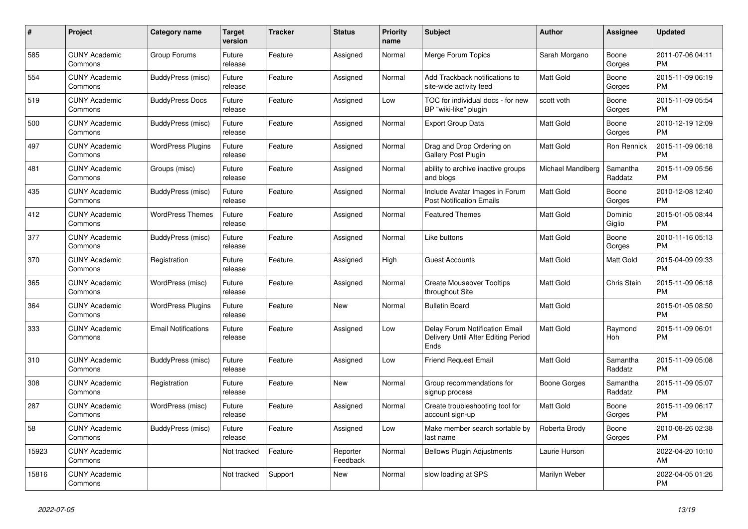| # | Project | Category name | Target version | Tracker | Status | Priority name | Subject | Author | Assignee | Updated |
|---|---|---|---|---|---|---|---|---|---|---|
| 585 | CUNY Academic Commons | Group Forums | Future release | Feature | Assigned | Normal | Merge Forum Topics | Sarah Morgano | Boone Gorges | 2011-07-06 04:11 PM |
| 554 | CUNY Academic Commons | BuddyPress (misc) | Future release | Feature | Assigned | Normal | Add Trackback notifications to site-wide activity feed | Matt Gold | Boone Gorges | 2015-11-09 06:19 PM |
| 519 | CUNY Academic Commons | BuddyPress Docs | Future release | Feature | Assigned | Low | TOC for individual docs - for new BP "wiki-like" plugin | scott voth | Boone Gorges | 2015-11-09 05:54 PM |
| 500 | CUNY Academic Commons | BuddyPress (misc) | Future release | Feature | Assigned | Normal | Export Group Data | Matt Gold | Boone Gorges | 2010-12-19 12:09 PM |
| 497 | CUNY Academic Commons | WordPress Plugins | Future release | Feature | Assigned | Normal | Drag and Drop Ordering on Gallery Post Plugin | Matt Gold | Ron Rennick | 2015-11-09 06:18 PM |
| 481 | CUNY Academic Commons | Groups (misc) | Future release | Feature | Assigned | Normal | ability to archive inactive groups and blogs | Michael Mandiberg | Samantha Raddatz | 2015-11-09 05:56 PM |
| 435 | CUNY Academic Commons | BuddyPress (misc) | Future release | Feature | Assigned | Normal | Include Avatar Images in Forum Post Notification Emails | Matt Gold | Boone Gorges | 2010-12-08 12:40 PM |
| 412 | CUNY Academic Commons | WordPress Themes | Future release | Feature | Assigned | Normal | Featured Themes | Matt Gold | Dominic Giglio | 2015-01-05 08:44 PM |
| 377 | CUNY Academic Commons | BuddyPress (misc) | Future release | Feature | Assigned | Normal | Like buttons | Matt Gold | Boone Gorges | 2010-11-16 05:13 PM |
| 370 | CUNY Academic Commons | Registration | Future release | Feature | Assigned | High | Guest Accounts | Matt Gold | Matt Gold | 2015-04-09 09:33 PM |
| 365 | CUNY Academic Commons | WordPress (misc) | Future release | Feature | Assigned | Normal | Create Mouseover Tooltips throughout Site | Matt Gold | Chris Stein | 2015-11-09 06:18 PM |
| 364 | CUNY Academic Commons | WordPress Plugins | Future release | Feature | New | Normal | Bulletin Board | Matt Gold | | 2015-01-05 08:50 PM |
| 333 | CUNY Academic Commons | Email Notifications | Future release | Feature | Assigned | Low | Delay Forum Notification Email Delivery Until After Editing Period Ends | Matt Gold | Raymond Hoh | 2015-11-09 06:01 PM |
| 310 | CUNY Academic Commons | BuddyPress (misc) | Future release | Feature | Assigned | Low | Friend Request Email | Matt Gold | Samantha Raddatz | 2015-11-09 05:08 PM |
| 308 | CUNY Academic Commons | Registration | Future release | Feature | New | Normal | Group recommendations for signup process | Boone Gorges | Samantha Raddatz | 2015-11-09 05:07 PM |
| 287 | CUNY Academic Commons | WordPress (misc) | Future release | Feature | Assigned | Normal | Create troubleshooting tool for account sign-up | Matt Gold | Boone Gorges | 2015-11-09 06:17 PM |
| 58 | CUNY Academic Commons | BuddyPress (misc) | Future release | Feature | Assigned | Low | Make member search sortable by last name | Roberta Brody | Boone Gorges | 2010-08-26 02:38 PM |
| 15923 | CUNY Academic Commons | | Not tracked | Feature | Reporter Feedback | Normal | Bellows Plugin Adjustments | Laurie Hurson | | 2022-04-20 10:10 AM |
| 15816 | CUNY Academic Commons | | Not tracked | Support | New | Normal | slow loading at SPS | Marilyn Weber | | 2022-04-05 01:26 PM |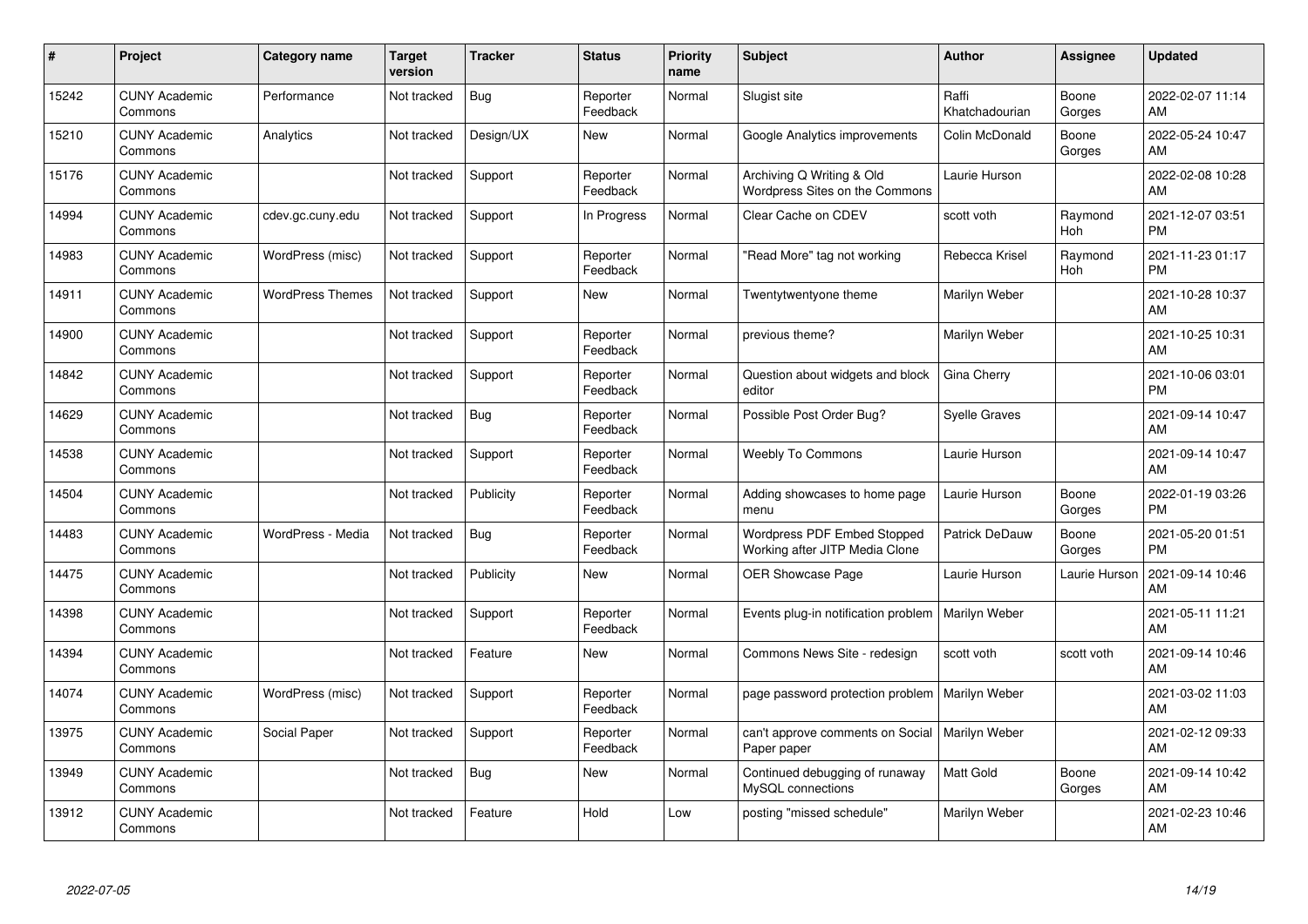| # | Project | Category name | Target version | Tracker | Status | Priority name | Subject | Author | Assignee | Updated |
|---|---|---|---|---|---|---|---|---|---|---|
| 15242 | CUNY Academic Commons | Performance | Not tracked | Bug | Reporter Feedback | Normal | Slugist site | Raffi Khatchadourian | Boone Gorges | 2022-02-07 11:14 AM |
| 15210 | CUNY Academic Commons | Analytics | Not tracked | Design/UX | New | Normal | Google Analytics improvements | Colin McDonald | Boone Gorges | 2022-05-24 10:47 AM |
| 15176 | CUNY Academic Commons | | Not tracked | Support | Reporter Feedback | Normal | Archiving Q Writing & Old Wordpress Sites on the Commons | Laurie Hurson | | 2022-02-08 10:28 AM |
| 14994 | CUNY Academic Commons | cdev.gc.cuny.edu | Not tracked | Support | In Progress | Normal | Clear Cache on CDEV | scott voth | Raymond Hoh | 2021-12-07 03:51 PM |
| 14983 | CUNY Academic Commons | WordPress (misc) | Not tracked | Support | Reporter Feedback | Normal | "Read More" tag not working | Rebecca Krisel | Raymond Hoh | 2021-11-23 01:17 PM |
| 14911 | CUNY Academic Commons | WordPress Themes | Not tracked | Support | New | Normal | Twentytwentyone theme | Marilyn Weber | | 2021-10-28 10:37 AM |
| 14900 | CUNY Academic Commons | | Not tracked | Support | Reporter Feedback | Normal | previous theme? | Marilyn Weber | | 2021-10-25 10:31 AM |
| 14842 | CUNY Academic Commons | | Not tracked | Support | Reporter Feedback | Normal | Question about widgets and block editor | Gina Cherry | | 2021-10-06 03:01 PM |
| 14629 | CUNY Academic Commons | | Not tracked | Bug | Reporter Feedback | Normal | Possible Post Order Bug? | Syelle Graves | | 2021-09-14 10:47 AM |
| 14538 | CUNY Academic Commons | | Not tracked | Support | Reporter Feedback | Normal | Weebly To Commons | Laurie Hurson | | 2021-09-14 10:47 AM |
| 14504 | CUNY Academic Commons | | Not tracked | Publicity | Reporter Feedback | Normal | Adding showcases to home page menu | Laurie Hurson | Boone Gorges | 2022-01-19 03:26 PM |
| 14483 | CUNY Academic Commons | WordPress - Media | Not tracked | Bug | Reporter Feedback | Normal | Wordpress PDF Embed Stopped Working after JITP Media Clone | Patrick DeDauw | Boone Gorges | 2021-05-20 01:51 PM |
| 14475 | CUNY Academic Commons | | Not tracked | Publicity | New | Normal | OER Showcase Page | Laurie Hurson | Laurie Hurson | 2021-09-14 10:46 AM |
| 14398 | CUNY Academic Commons | | Not tracked | Support | Reporter Feedback | Normal | Events plug-in notification problem | Marilyn Weber | | 2021-05-11 11:21 AM |
| 14394 | CUNY Academic Commons | | Not tracked | Feature | New | Normal | Commons News Site - redesign | scott voth | scott voth | 2021-09-14 10:46 AM |
| 14074 | CUNY Academic Commons | WordPress (misc) | Not tracked | Support | Reporter Feedback | Normal | page password protection problem | Marilyn Weber | | 2021-03-02 11:03 AM |
| 13975 | CUNY Academic Commons | Social Paper | Not tracked | Support | Reporter Feedback | Normal | can't approve comments on Social Paper paper | Marilyn Weber | | 2021-02-12 09:33 AM |
| 13949 | CUNY Academic Commons | | Not tracked | Bug | New | Normal | Continued debugging of runaway MySQL connections | Matt Gold | Boone Gorges | 2021-09-14 10:42 AM |
| 13912 | CUNY Academic Commons | | Not tracked | Feature | Hold | Low | posting "missed schedule" | Marilyn Weber | | 2021-02-23 10:46 AM |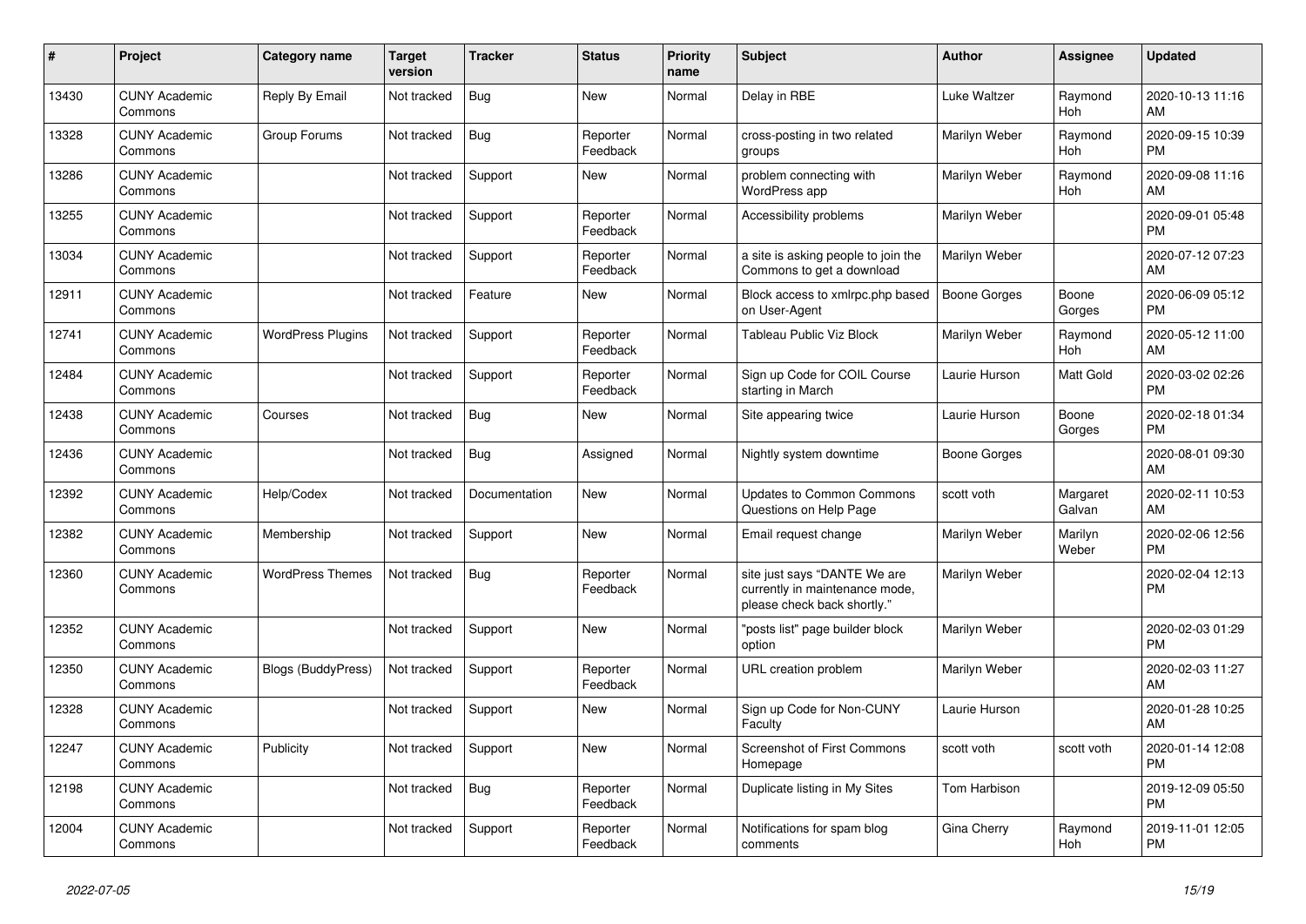| # | Project | Category name | Target version | Tracker | Status | Priority name | Subject | Author | Assignee | Updated |
|---|---|---|---|---|---|---|---|---|---|---|
| 13430 | CUNY Academic Commons | Reply By Email | Not tracked | Bug | New | Normal | Delay in RBE | Luke Waltzer | Raymond Hoh | 2020-10-13 11:16 AM |
| 13328 | CUNY Academic Commons | Group Forums | Not tracked | Bug | Reporter Feedback | Normal | cross-posting in two related groups | Marilyn Weber | Raymond Hoh | 2020-09-15 10:39 PM |
| 13286 | CUNY Academic Commons | | Not tracked | Support | New | Normal | problem connecting with WordPress app | Marilyn Weber | Raymond Hoh | 2020-09-08 11:16 AM |
| 13255 | CUNY Academic Commons | | Not tracked | Support | Reporter Feedback | Normal | Accessibility problems | Marilyn Weber | | 2020-09-01 05:48 PM |
| 13034 | CUNY Academic Commons | | Not tracked | Support | Reporter Feedback | Normal | a site is asking people to join the Commons to get a download | Marilyn Weber | | 2020-07-12 07:23 AM |
| 12911 | CUNY Academic Commons | | Not tracked | Feature | New | Normal | Block access to xmlrpc.php based on User-Agent | Boone Gorges | Boone Gorges | 2020-06-09 05:12 PM |
| 12741 | CUNY Academic Commons | WordPress Plugins | Not tracked | Support | Reporter Feedback | Normal | Tableau Public Viz Block | Marilyn Weber | Raymond Hoh | 2020-05-12 11:00 AM |
| 12484 | CUNY Academic Commons | | Not tracked | Support | Reporter Feedback | Normal | Sign up Code for COIL Course starting in March | Laurie Hurson | Matt Gold | 2020-03-02 02:26 PM |
| 12438 | CUNY Academic Commons | Courses | Not tracked | Bug | New | Normal | Site appearing twice | Laurie Hurson | Boone Gorges | 2020-02-18 01:34 PM |
| 12436 | CUNY Academic Commons | | Not tracked | Bug | Assigned | Normal | Nightly system downtime | Boone Gorges | | 2020-08-01 09:30 AM |
| 12392 | CUNY Academic Commons | Help/Codex | Not tracked | Documentation | New | Normal | Updates to Common Commons Questions on Help Page | scott voth | Margaret Galvan | 2020-02-11 10:53 AM |
| 12382 | CUNY Academic Commons | Membership | Not tracked | Support | New | Normal | Email request change | Marilyn Weber | Marilyn Weber | 2020-02-06 12:56 PM |
| 12360 | CUNY Academic Commons | WordPress Themes | Not tracked | Bug | Reporter Feedback | Normal | site just says "DANTE We are currently in maintenance mode, please check back shortly." | Marilyn Weber | | 2020-02-04 12:13 PM |
| 12352 | CUNY Academic Commons | | Not tracked | Support | New | Normal | "posts list" page builder block option | Marilyn Weber | | 2020-02-03 01:29 PM |
| 12350 | CUNY Academic Commons | Blogs (BuddyPress) | Not tracked | Support | Reporter Feedback | Normal | URL creation problem | Marilyn Weber | | 2020-02-03 11:27 AM |
| 12328 | CUNY Academic Commons | | Not tracked | Support | New | Normal | Sign up Code for Non-CUNY Faculty | Laurie Hurson | | 2020-01-28 10:25 AM |
| 12247 | CUNY Academic Commons | Publicity | Not tracked | Support | New | Normal | Screenshot of First Commons Homepage | scott voth | scott voth | 2020-01-14 12:08 PM |
| 12198 | CUNY Academic Commons | | Not tracked | Bug | Reporter Feedback | Normal | Duplicate listing in My Sites | Tom Harbison | | 2019-12-09 05:50 PM |
| 12004 | CUNY Academic Commons | | Not tracked | Support | Reporter Feedback | Normal | Notifications for spam blog comments | Gina Cherry | Raymond Hoh | 2019-11-01 12:05 PM |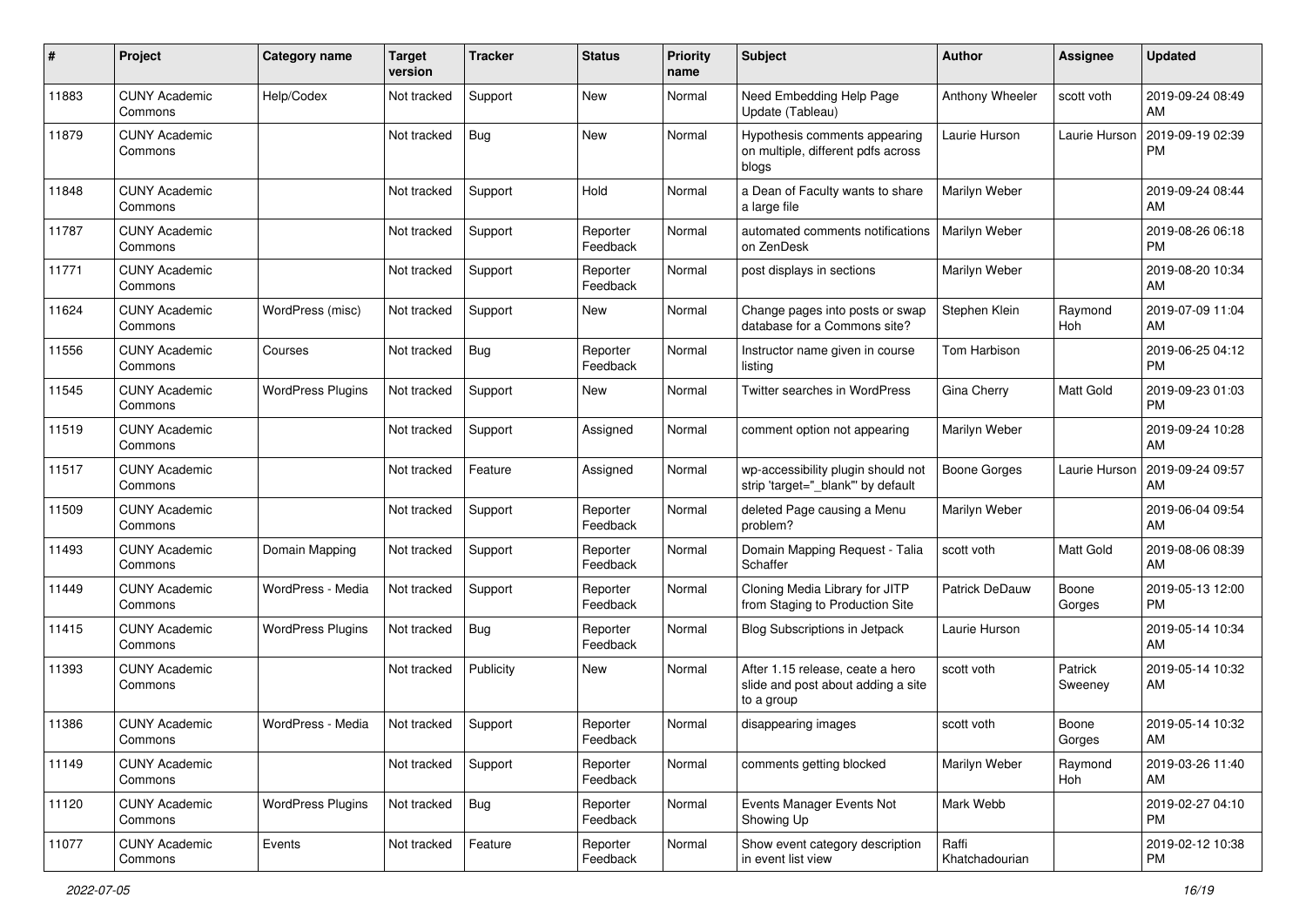| # | Project | Category name | Target version | Tracker | Status | Priority name | Subject | Author | Assignee | Updated |
|---|---|---|---|---|---|---|---|---|---|---|
| 11883 | CUNY Academic Commons | Help/Codex | Not tracked | Support | New | Normal | Need Embedding Help Page Update (Tableau) | Anthony Wheeler | scott voth | 2019-09-24 08:49 AM |
| 11879 | CUNY Academic Commons | | Not tracked | Bug | New | Normal | Hypothesis comments appearing on multiple, different pdfs across blogs | Laurie Hurson | Laurie Hurson | 2019-09-19 02:39 PM |
| 11848 | CUNY Academic Commons | | Not tracked | Support | Hold | Normal | a Dean of Faculty wants to share a large file | Marilyn Weber | | 2019-09-24 08:44 AM |
| 11787 | CUNY Academic Commons | | Not tracked | Support | Reporter Feedback | Normal | automated comments notifications on ZenDesk | Marilyn Weber | | 2019-08-26 06:18 PM |
| 11771 | CUNY Academic Commons | | Not tracked | Support | Reporter Feedback | Normal | post displays in sections | Marilyn Weber | | 2019-08-20 10:34 AM |
| 11624 | CUNY Academic Commons | WordPress (misc) | Not tracked | Support | New | Normal | Change pages into posts or swap database for a Commons site? | Stephen Klein | Raymond Hoh | 2019-07-09 11:04 AM |
| 11556 | CUNY Academic Commons | Courses | Not tracked | Bug | Reporter Feedback | Normal | Instructor name given in course listing | Tom Harbison | | 2019-06-25 04:12 PM |
| 11545 | CUNY Academic Commons | WordPress Plugins | Not tracked | Support | New | Normal | Twitter searches in WordPress | Gina Cherry | Matt Gold | 2019-09-23 01:03 PM |
| 11519 | CUNY Academic Commons | | Not tracked | Support | Assigned | Normal | comment option not appearing | Marilyn Weber | | 2019-09-24 10:28 AM |
| 11517 | CUNY Academic Commons | | Not tracked | Feature | Assigned | Normal | wp-accessibility plugin should not strip 'target="_blank"' by default | Boone Gorges | Laurie Hurson | 2019-09-24 09:57 AM |
| 11509 | CUNY Academic Commons | | Not tracked | Support | Reporter Feedback | Normal | deleted Page causing a Menu problem? | Marilyn Weber | | 2019-06-04 09:54 AM |
| 11493 | CUNY Academic Commons | Domain Mapping | Not tracked | Support | Reporter Feedback | Normal | Domain Mapping Request - Talia Schaffer | scott voth | Matt Gold | 2019-08-06 08:39 AM |
| 11449 | CUNY Academic Commons | WordPress - Media | Not tracked | Support | Reporter Feedback | Normal | Cloning Media Library for JITP from Staging to Production Site | Patrick DeDauw | Boone Gorges | 2019-05-13 12:00 PM |
| 11415 | CUNY Academic Commons | WordPress Plugins | Not tracked | Bug | Reporter Feedback | Normal | Blog Subscriptions in Jetpack | Laurie Hurson | | 2019-05-14 10:34 AM |
| 11393 | CUNY Academic Commons | | Not tracked | Publicity | New | Normal | After 1.15 release, ceate a hero slide and post about adding a site to a group | scott voth | Patrick Sweeney | 2019-05-14 10:32 AM |
| 11386 | CUNY Academic Commons | WordPress - Media | Not tracked | Support | Reporter Feedback | Normal | disappearing images | scott voth | Boone Gorges | 2019-05-14 10:32 AM |
| 11149 | CUNY Academic Commons | | Not tracked | Support | Reporter Feedback | Normal | comments getting blocked | Marilyn Weber | Raymond Hoh | 2019-03-26 11:40 AM |
| 11120 | CUNY Academic Commons | WordPress Plugins | Not tracked | Bug | Reporter Feedback | Normal | Events Manager Events Not Showing Up | Mark Webb | | 2019-02-27 04:10 PM |
| 11077 | CUNY Academic Commons | Events | Not tracked | Feature | Reporter Feedback | Normal | Show event category description in event list view | Raffi Khatchadourian | | 2019-02-12 10:38 PM |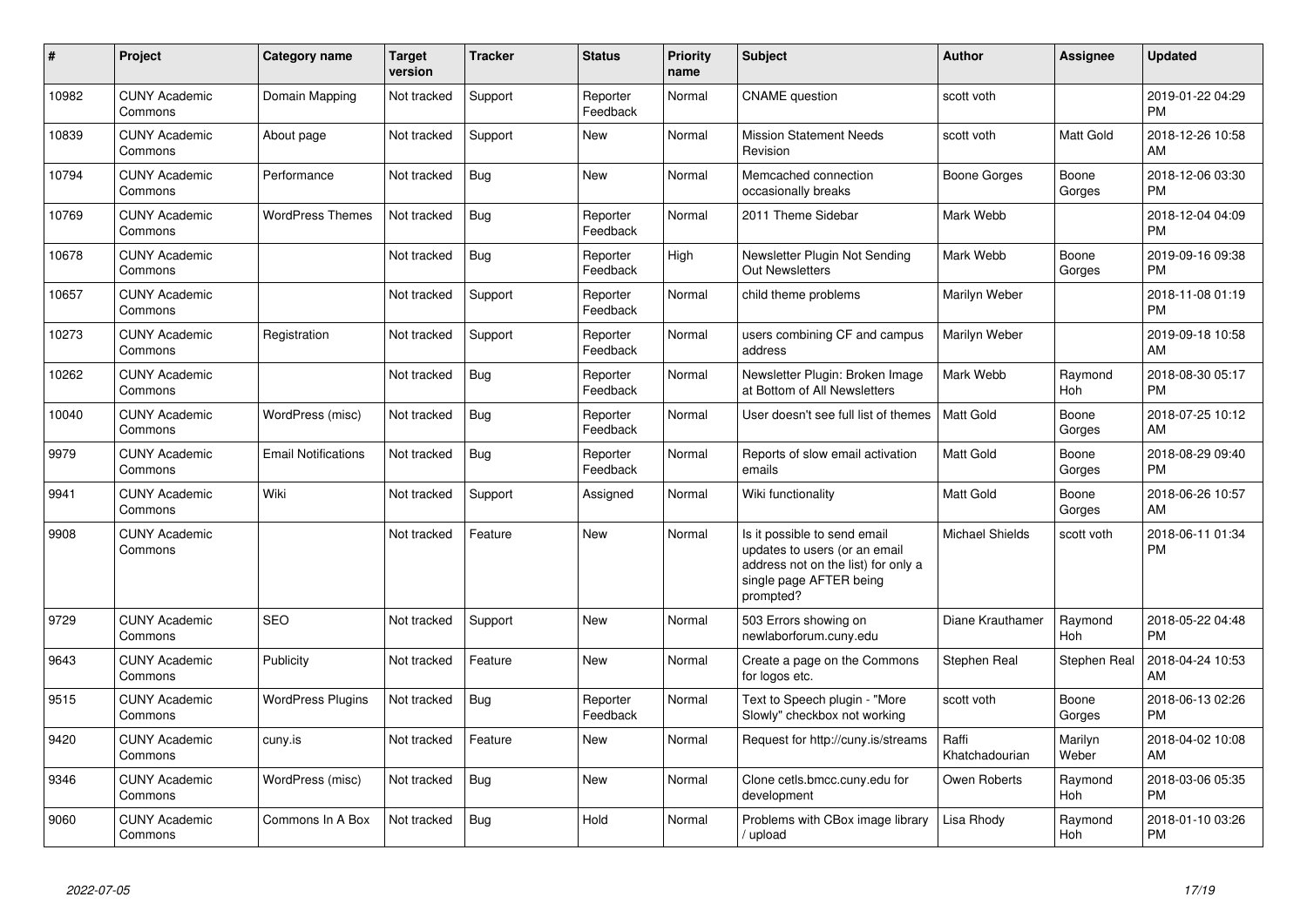| # | Project | Category name | Target version | Tracker | Status | Priority name | Subject | Author | Assignee | Updated |
|---|---|---|---|---|---|---|---|---|---|---|
| 10982 | CUNY Academic Commons | Domain Mapping | Not tracked | Support | Reporter Feedback | Normal | CNAME question | scott voth | | 2019-01-22 04:29 PM |
| 10839 | CUNY Academic Commons | About page | Not tracked | Support | New | Normal | Mission Statement Needs Revision | scott voth | Matt Gold | 2018-12-26 10:58 AM |
| 10794 | CUNY Academic Commons | Performance | Not tracked | Bug | New | Normal | Memcached connection occasionally breaks | Boone Gorges | Boone Gorges | 2018-12-06 03:30 PM |
| 10769 | CUNY Academic Commons | WordPress Themes | Not tracked | Bug | Reporter Feedback | Normal | 2011 Theme Sidebar | Mark Webb | | 2018-12-04 04:09 PM |
| 10678 | CUNY Academic Commons | | Not tracked | Bug | Reporter Feedback | High | Newsletter Plugin Not Sending Out Newsletters | Mark Webb | Boone Gorges | 2019-09-16 09:38 PM |
| 10657 | CUNY Academic Commons | | Not tracked | Support | Reporter Feedback | Normal | child theme problems | Marilyn Weber | | 2018-11-08 01:19 PM |
| 10273 | CUNY Academic Commons | Registration | Not tracked | Support | Reporter Feedback | Normal | users combining CF and campus address | Marilyn Weber | | 2019-09-18 10:58 AM |
| 10262 | CUNY Academic Commons | | Not tracked | Bug | Reporter Feedback | Normal | Newsletter Plugin: Broken Image at Bottom of All Newsletters | Mark Webb | Raymond Hoh | 2018-08-30 05:17 PM |
| 10040 | CUNY Academic Commons | WordPress (misc) | Not tracked | Bug | Reporter Feedback | Normal | User doesn't see full list of themes | Matt Gold | Boone Gorges | 2018-07-25 10:12 AM |
| 9979 | CUNY Academic Commons | Email Notifications | Not tracked | Bug | Reporter Feedback | Normal | Reports of slow email activation emails | Matt Gold | Boone Gorges | 2018-08-29 09:40 PM |
| 9941 | CUNY Academic Commons | Wiki | Not tracked | Support | Assigned | Normal | Wiki functionality | Matt Gold | Boone Gorges | 2018-06-26 10:57 AM |
| 9908 | CUNY Academic Commons | | Not tracked | Feature | New | Normal | Is it possible to send email updates to users (or an email address not on the list) for only a single page AFTER being prompted? | Michael Shields | scott voth | 2018-06-11 01:34 PM |
| 9729 | CUNY Academic Commons | SEO | Not tracked | Support | New | Normal | 503 Errors showing on newlaborforum.cuny.edu | Diane Krauthamer | Raymond Hoh | 2018-05-22 04:48 PM |
| 9643 | CUNY Academic Commons | Publicity | Not tracked | Feature | New | Normal | Create a page on the Commons for logos etc. | Stephen Real | Stephen Real | 2018-04-24 10:53 AM |
| 9515 | CUNY Academic Commons | WordPress Plugins | Not tracked | Bug | Reporter Feedback | Normal | Text to Speech plugin - "More Slowly" checkbox not working | scott voth | Boone Gorges | 2018-06-13 02:26 PM |
| 9420 | CUNY Academic Commons | cuny.is | Not tracked | Feature | New | Normal | Request for http://cuny.is/streams | Raffi Khatchadourian | Marilyn Weber | 2018-04-02 10:08 AM |
| 9346 | CUNY Academic Commons | WordPress (misc) | Not tracked | Bug | New | Normal | Clone cetls.bmcc.cuny.edu for development | Owen Roberts | Raymond Hoh | 2018-03-06 05:35 PM |
| 9060 | CUNY Academic Commons | Commons In A Box | Not tracked | Bug | Hold | Normal | Problems with CBox image library / upload | Lisa Rhody | Raymond Hoh | 2018-01-10 03:26 PM |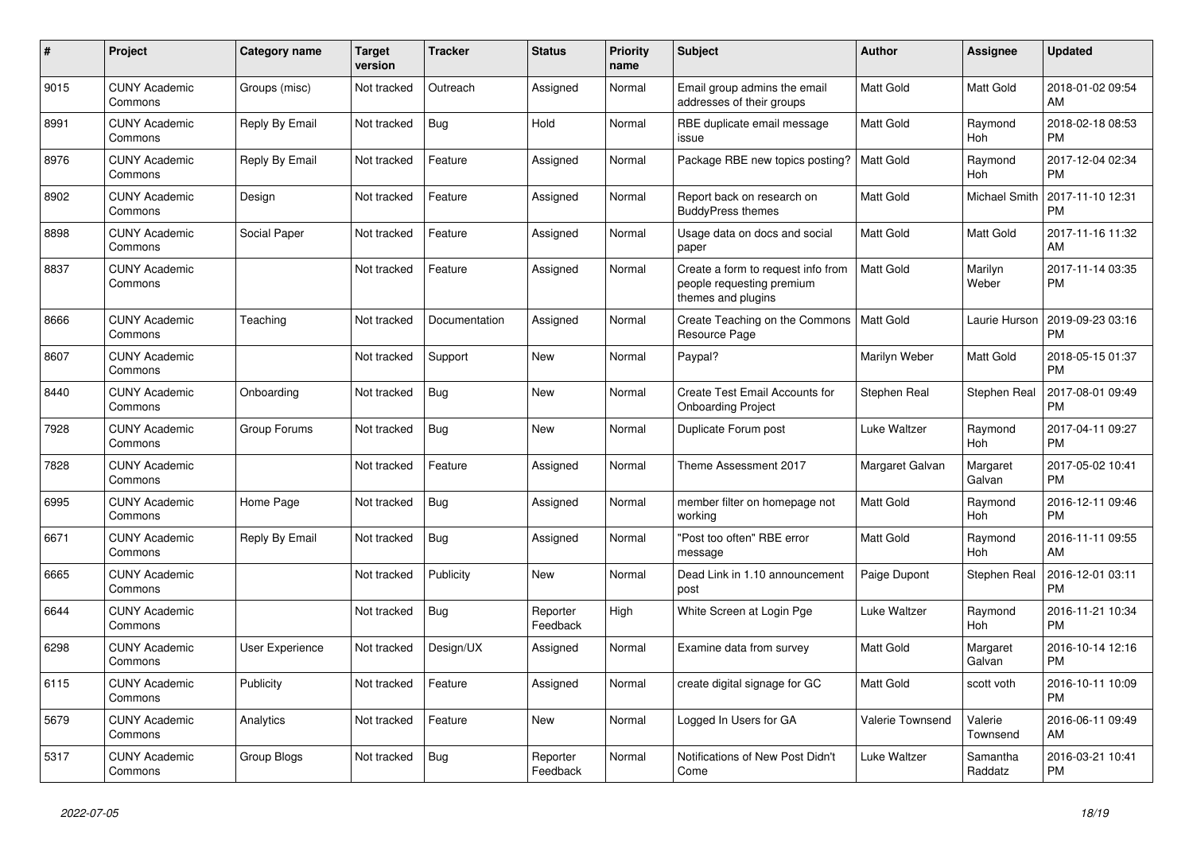| # | Project | Category name | Target version | Tracker | Status | Priority name | Subject | Author | Assignee | Updated |
|---|---|---|---|---|---|---|---|---|---|---|
| 9015 | CUNY Academic Commons | Groups (misc) | Not tracked | Outreach | Assigned | Normal | Email group admins the email addresses of their groups | Matt Gold | Matt Gold | 2018-01-02 09:54 AM |
| 8991 | CUNY Academic Commons | Reply By Email | Not tracked | Bug | Hold | Normal | RBE duplicate email message issue | Matt Gold | Raymond Hoh | 2018-02-18 08:53 PM |
| 8976 | CUNY Academic Commons | Reply By Email | Not tracked | Feature | Assigned | Normal | Package RBE new topics posting? | Matt Gold | Raymond Hoh | 2017-12-04 02:34 PM |
| 8902 | CUNY Academic Commons | Design | Not tracked | Feature | Assigned | Normal | Report back on research on BuddyPress themes | Matt Gold | Michael Smith | 2017-11-10 12:31 PM |
| 8898 | CUNY Academic Commons | Social Paper | Not tracked | Feature | Assigned | Normal | Usage data on docs and social paper | Matt Gold | Matt Gold | 2017-11-16 11:32 AM |
| 8837 | CUNY Academic Commons | | Not tracked | Feature | Assigned | Normal | Create a form to request info from people requesting premium themes and plugins | Matt Gold | Marilyn Weber | 2017-11-14 03:35 PM |
| 8666 | CUNY Academic Commons | Teaching | Not tracked | Documentation | Assigned | Normal | Create Teaching on the Commons Resource Page | Matt Gold | Laurie Hurson | 2019-09-23 03:16 PM |
| 8607 | CUNY Academic Commons | | Not tracked | Support | New | Normal | Paypal? | Marilyn Weber | Matt Gold | 2018-05-15 01:37 PM |
| 8440 | CUNY Academic Commons | Onboarding | Not tracked | Bug | New | Normal | Create Test Email Accounts for Onboarding Project | Stephen Real | Stephen Real | 2017-08-01 09:49 PM |
| 7928 | CUNY Academic Commons | Group Forums | Not tracked | Bug | New | Normal | Duplicate Forum post | Luke Waltzer | Raymond Hoh | 2017-04-11 09:27 PM |
| 7828 | CUNY Academic Commons | | Not tracked | Feature | Assigned | Normal | Theme Assessment 2017 | Margaret Galvan | Margaret Galvan | 2017-05-02 10:41 PM |
| 6995 | CUNY Academic Commons | Home Page | Not tracked | Bug | Assigned | Normal | member filter on homepage not working | Matt Gold | Raymond Hoh | 2016-12-11 09:46 PM |
| 6671 | CUNY Academic Commons | Reply By Email | Not tracked | Bug | Assigned | Normal | "Post too often" RBE error message | Matt Gold | Raymond Hoh | 2016-11-11 09:55 AM |
| 6665 | CUNY Academic Commons | | Not tracked | Publicity | New | Normal | Dead Link in 1.10 announcement post | Paige Dupont | Stephen Real | 2016-12-01 03:11 PM |
| 6644 | CUNY Academic Commons | | Not tracked | Bug | Reporter Feedback | High | White Screen at Login Pge | Luke Waltzer | Raymond Hoh | 2016-11-21 10:34 PM |
| 6298 | CUNY Academic Commons | User Experience | Not tracked | Design/UX | Assigned | Normal | Examine data from survey | Matt Gold | Margaret Galvan | 2016-10-14 12:16 PM |
| 6115 | CUNY Academic Commons | Publicity | Not tracked | Feature | Assigned | Normal | create digital signage for GC | Matt Gold | scott voth | 2016-10-11 10:09 PM |
| 5679 | CUNY Academic Commons | Analytics | Not tracked | Feature | New | Normal | Logged In Users for GA | Valerie Townsend | Valerie Townsend | 2016-06-11 09:49 AM |
| 5317 | CUNY Academic Commons | Group Blogs | Not tracked | Bug | Reporter Feedback | Normal | Notifications of New Post Didn't Come | Luke Waltzer | Samantha Raddatz | 2016-03-21 10:41 PM |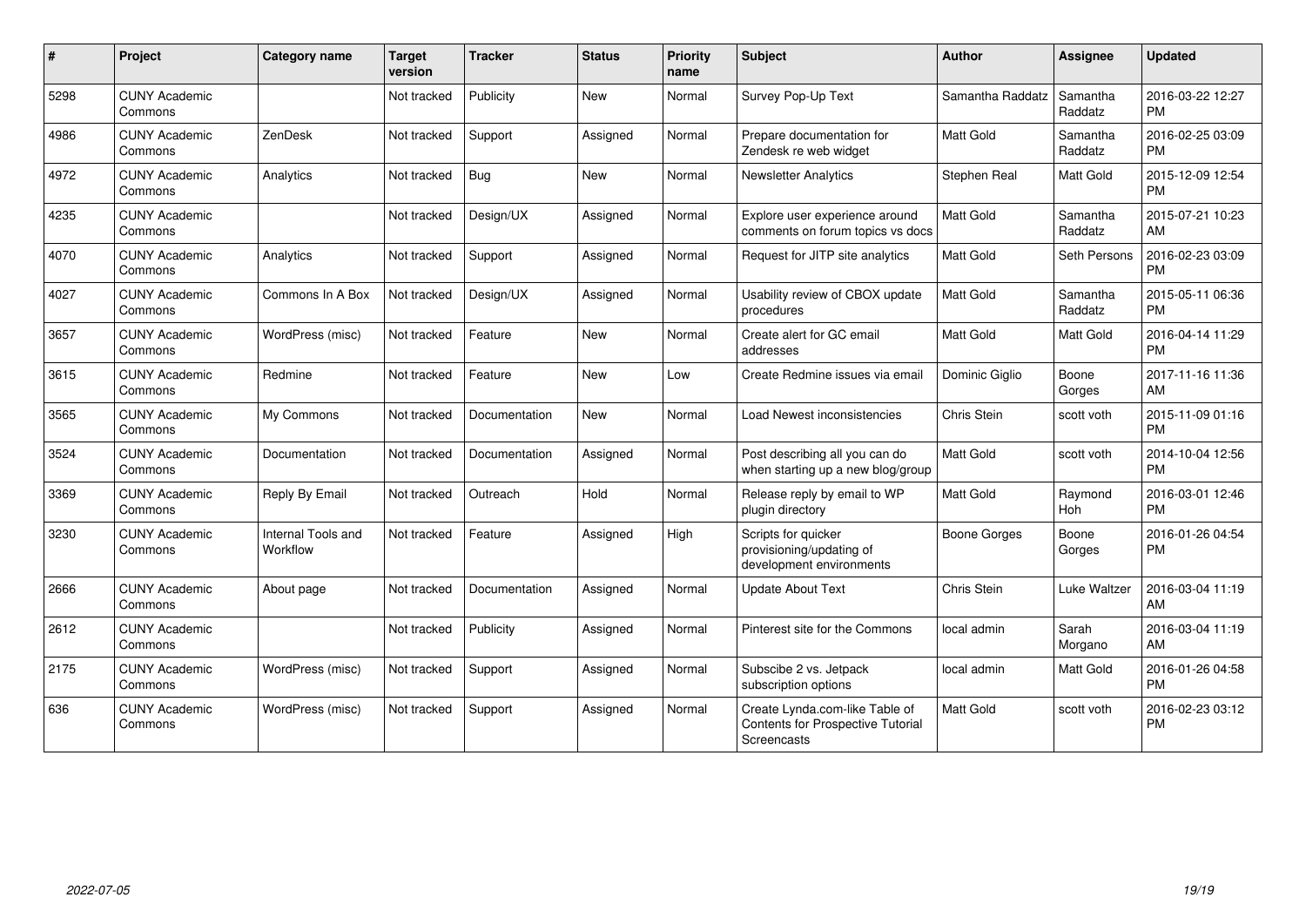| # | Project | Category name | Target version | Tracker | Status | Priority name | Subject | Author | Assignee | Updated |
|---|---|---|---|---|---|---|---|---|---|---|
| 5298 | CUNY Academic Commons | | Not tracked | Publicity | New | Normal | Survey Pop-Up Text | Samantha Raddatz | Samantha Raddatz | 2016-03-22 12:27 PM |
| 4986 | CUNY Academic Commons | ZenDesk | Not tracked | Support | Assigned | Normal | Prepare documentation for Zendesk re web widget | Matt Gold | Samantha Raddatz | 2016-02-25 03:09 PM |
| 4972 | CUNY Academic Commons | Analytics | Not tracked | Bug | New | Normal | Newsletter Analytics | Stephen Real | Matt Gold | 2015-12-09 12:54 PM |
| 4235 | CUNY Academic Commons | | Not tracked | Design/UX | Assigned | Normal | Explore user experience around comments on forum topics vs docs | Matt Gold | Samantha Raddatz | 2015-07-21 10:23 AM |
| 4070 | CUNY Academic Commons | Analytics | Not tracked | Support | Assigned | Normal | Request for JITP site analytics | Matt Gold | Seth Persons | 2016-02-23 03:09 PM |
| 4027 | CUNY Academic Commons | Commons In A Box | Not tracked | Design/UX | Assigned | Normal | Usability review of CBOX update procedures | Matt Gold | Samantha Raddatz | 2015-05-11 06:36 PM |
| 3657 | CUNY Academic Commons | WordPress (misc) | Not tracked | Feature | New | Normal | Create alert for GC email addresses | Matt Gold | Matt Gold | 2016-04-14 11:29 PM |
| 3615 | CUNY Academic Commons | Redmine | Not tracked | Feature | New | Low | Create Redmine issues via email | Dominic Giglio | Boone Gorges | 2017-11-16 11:36 AM |
| 3565 | CUNY Academic Commons | My Commons | Not tracked | Documentation | New | Normal | Load Newest inconsistencies | Chris Stein | scott voth | 2015-11-09 01:16 PM |
| 3524 | CUNY Academic Commons | Documentation | Not tracked | Documentation | Assigned | Normal | Post describing all you can do when starting up a new blog/group | Matt Gold | scott voth | 2014-10-04 12:56 PM |
| 3369 | CUNY Academic Commons | Reply By Email | Not tracked | Outreach | Hold | Normal | Release reply by email to WP plugin directory | Matt Gold | Raymond Hoh | 2016-03-01 12:46 PM |
| 3230 | CUNY Academic Commons | Internal Tools and Workflow | Not tracked | Feature | Assigned | High | Scripts for quicker provisioning/updating of development environments | Boone Gorges | Boone Gorges | 2016-01-26 04:54 PM |
| 2666 | CUNY Academic Commons | About page | Not tracked | Documentation | Assigned | Normal | Update About Text | Chris Stein | Luke Waltzer | 2016-03-04 11:19 AM |
| 2612 | CUNY Academic Commons | | Not tracked | Publicity | Assigned | Normal | Pinterest site for the Commons | local admin | Sarah Morgano | 2016-03-04 11:19 AM |
| 2175 | CUNY Academic Commons | WordPress (misc) | Not tracked | Support | Assigned | Normal | Subscibe 2 vs. Jetpack subscription options | local admin | Matt Gold | 2016-01-26 04:58 PM |
| 636 | CUNY Academic Commons | WordPress (misc) | Not tracked | Support | Assigned | Normal | Create Lynda.com-like Table of Contents for Prospective Tutorial Screencasts | Matt Gold | scott voth | 2016-02-23 03:12 PM |